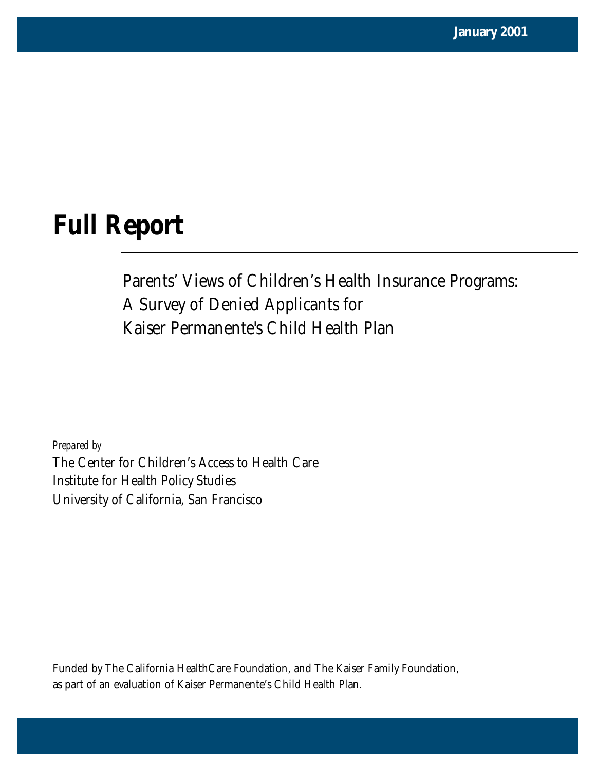January 2001

# Full Report

## Parents' Views of Children's Health Insurance Programs: A Survey of Denied Applicants for Kaiser Permanente's Child Health Plan

*Prepared by*

The Center for Children's Access to Health Care
Institute for Health Policy Studies
University of California, San Francisco

Funded by The California HealthCare Foundation, and The Kaiser Family Foundation, as part of an evaluation of Kaiser Permanente's Child Health Plan.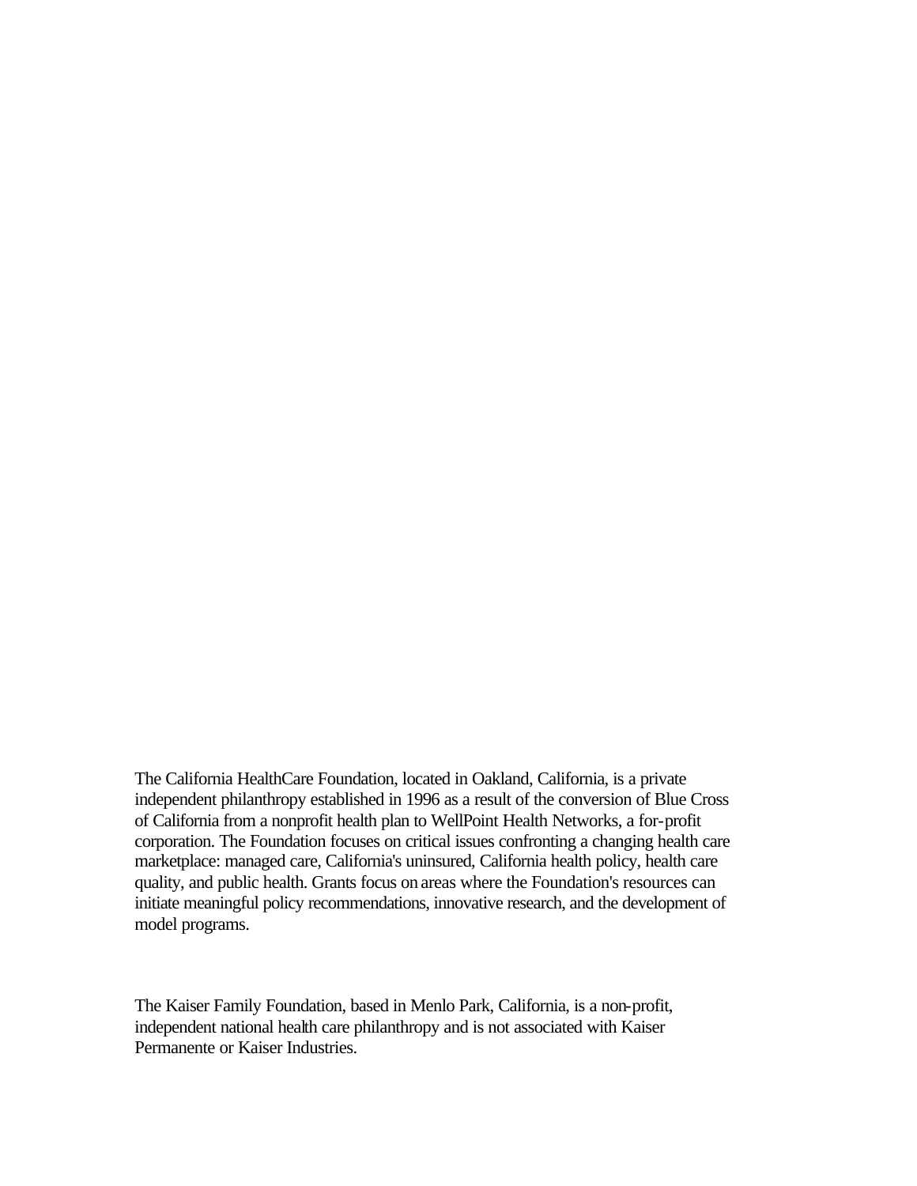The California HealthCare Foundation, located in Oakland, California, is a private independent philanthropy established in 1996 as a result of the conversion of Blue Cross of California from a nonprofit health plan to WellPoint Health Networks, a for-profit corporation. The Foundation focuses on critical issues confronting a changing health care marketplace: managed care, California's uninsured, California health policy, health care quality, and public health. Grants focus on areas where the Foundation's resources can initiate meaningful policy recommendations, innovative research, and the development of model programs.

The Kaiser Family Foundation, based in Menlo Park, California, is a non-profit, independent national health care philanthropy and is not associated with Kaiser Permanente or Kaiser Industries.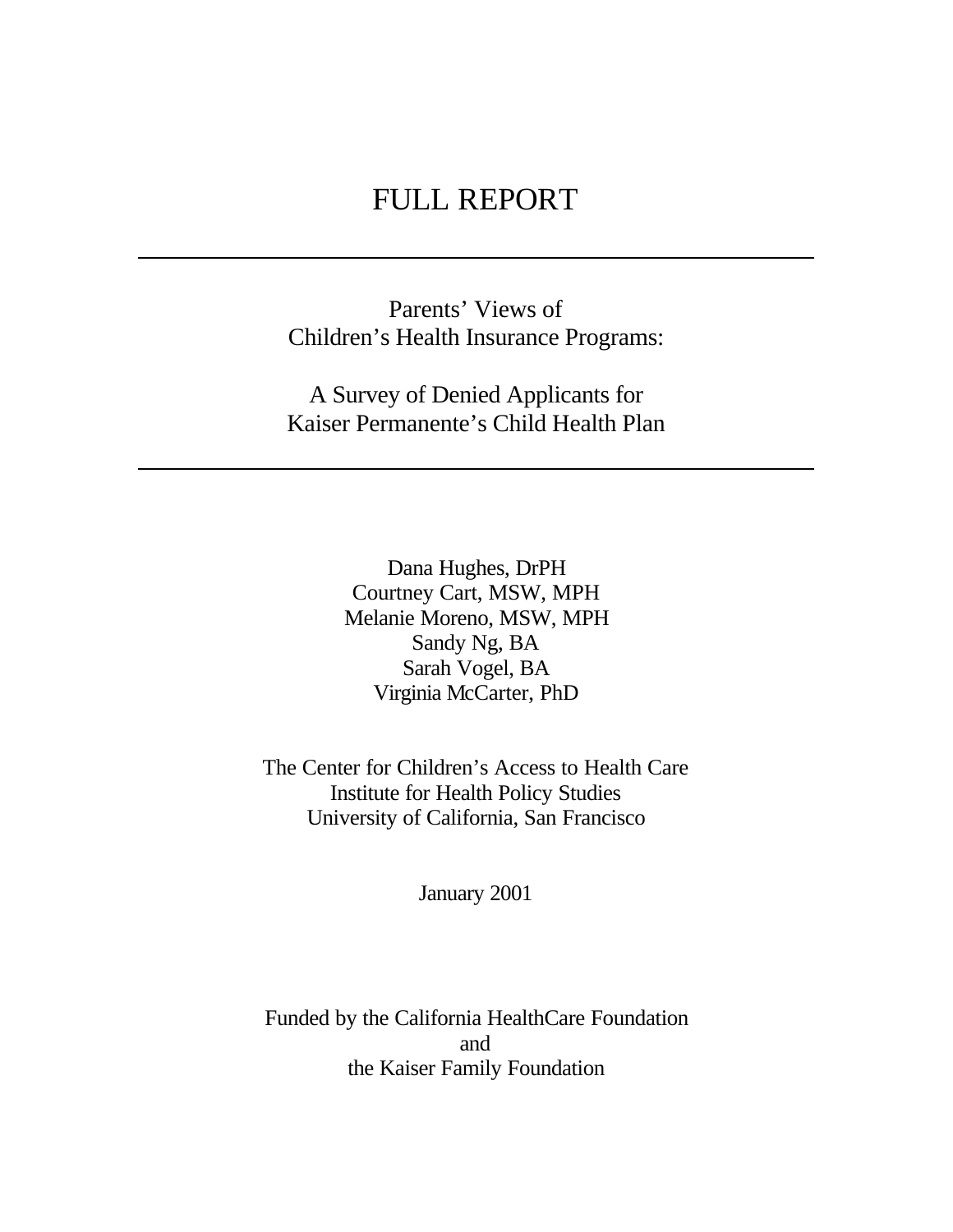# FULL REPORT

---

Parents' Views of
Children's Health Insurance Programs:

A Survey of Denied Applicants for
Kaiser Permanente's Child Health Plan

---

Dana Hughes, DrPH
Courtney Cart, MSW, MPH
Melanie Moreno, MSW, MPH
Sandy Ng, BA
Sarah Vogel, BA
Virginia McCarter, PhD

The Center for Children's Access to Health Care
Institute for Health Policy Studies
University of California, San Francisco

January 2001

Funded by the California HealthCare Foundation
and
the Kaiser Family Foundation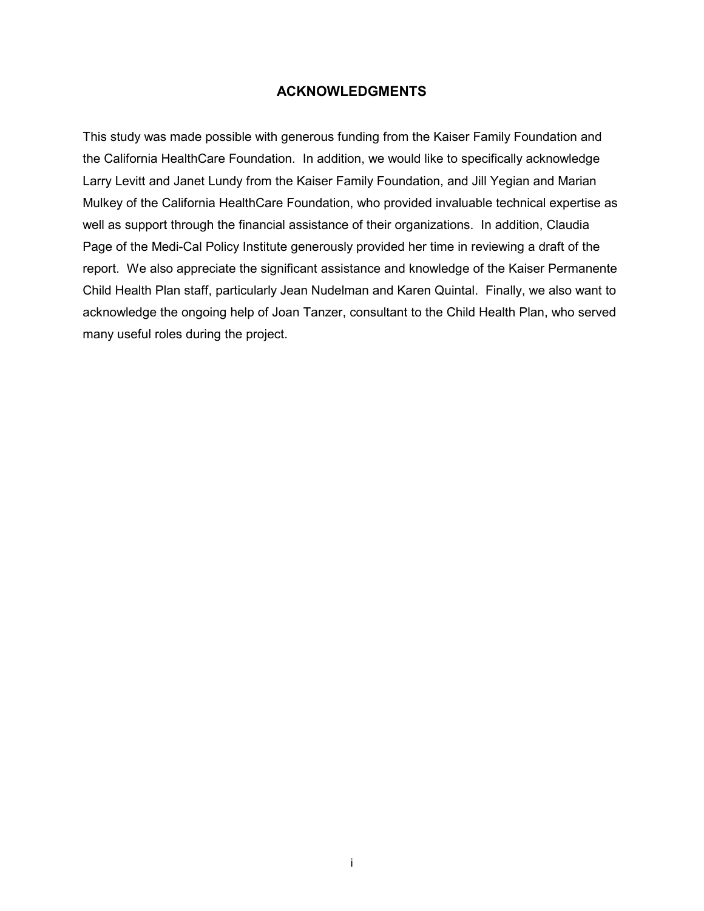## ACKNOWLEDGMENTS

This study was made possible with generous funding from the Kaiser Family Foundation and the California HealthCare Foundation. In addition, we would like to specifically acknowledge Larry Levitt and Janet Lundy from the Kaiser Family Foundation, and Jill Yegian and Marian Mulkey of the California HealthCare Foundation, who provided invaluable technical expertise as well as support through the financial assistance of their organizations. In addition, Claudia Page of the Medi-Cal Policy Institute generously provided her time in reviewing a draft of the report. We also appreciate the significant assistance and knowledge of the Kaiser Permanente Child Health Plan staff, particularly Jean Nudelman and Karen Quintal. Finally, we also want to acknowledge the ongoing help of Joan Tanzer, consultant to the Child Health Plan, who served many useful roles during the project.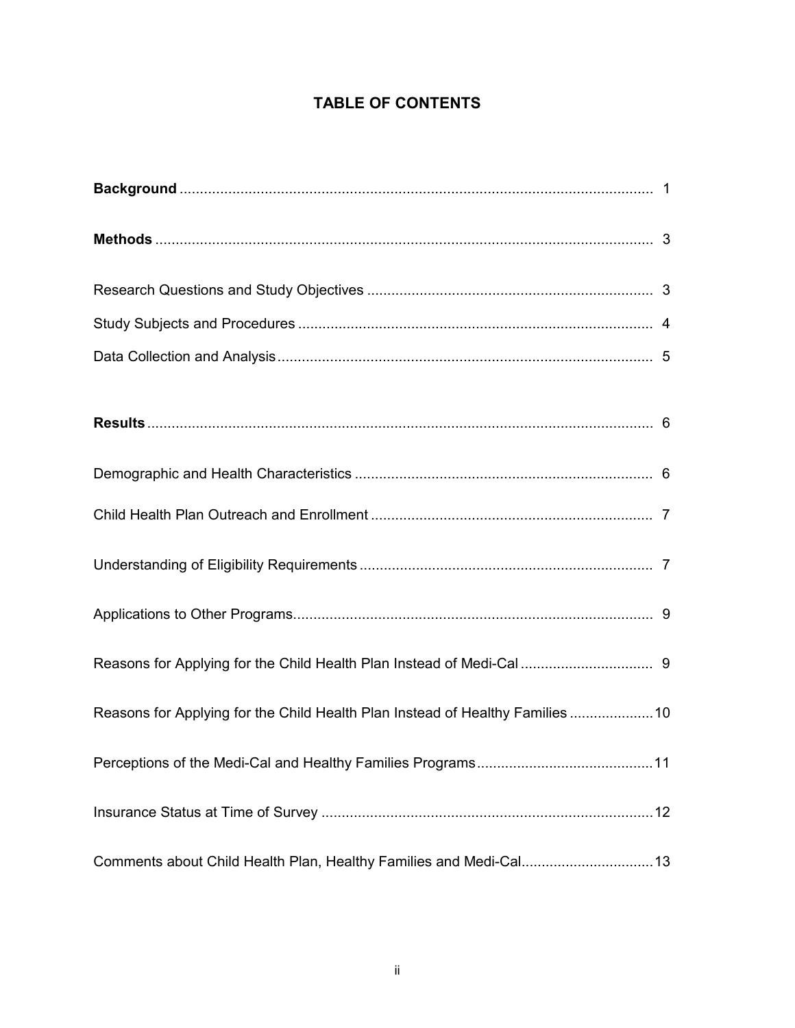# TABLE OF CONTENTS

**Background** .................................................................................................................... 1

**Methods** .......................................................................................................................... 3

Research Questions and Study Objectives ...................................................................... 3

Study Subjects and Procedures ....................................................................................... 4

Data Collection and Analysis ............................................................................................ 5

**Results** ............................................................................................................................ 6

Demographic and Health Characteristics ......................................................................... 6

Child Health Plan Outreach and Enrollment ..................................................................... 7

Understanding of Eligibility Requirements ........................................................................ 7

Applications to Other Programs ........................................................................................ 9

Reasons for Applying for the Child Health Plan Instead of Medi-Cal ................................ 9

Reasons for Applying for the Child Health Plan Instead of Healthy Families .................... 10

Perceptions of the Medi-Cal and Healthy Families Programs ........................................... 11

Insurance Status at Time of Survey .................................................................................. 12

Comments about Child Health Plan, Healthy Families and Medi-Cal ................................ 13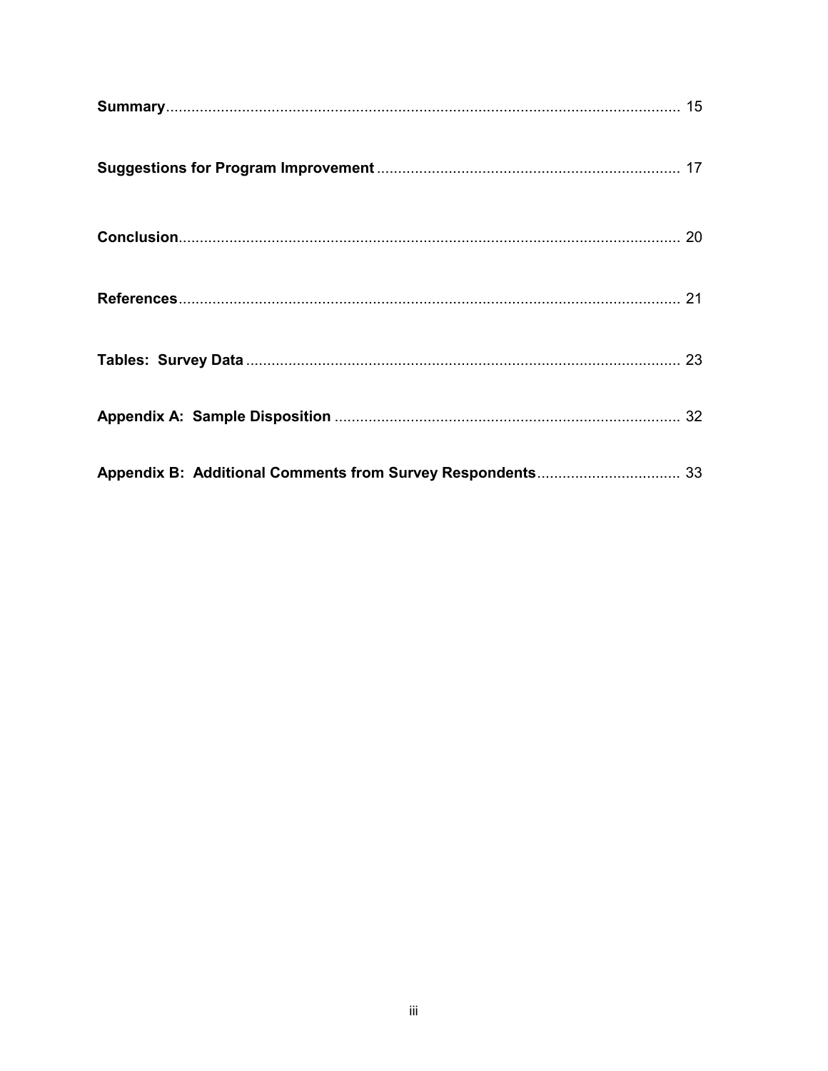**Summary** ........................................................................................................ 15

**Suggestions for Program Improvement** ........................................................................ 17

**Conclusion** ........................................................................................................ 20

**References** ........................................................................................................ 21

**Tables: Survey Data** ........................................................................................................ 23

**Appendix A: Sample Disposition** ........................................................................ 32

**Appendix B: Additional Comments from Survey Respondents** .................................. 33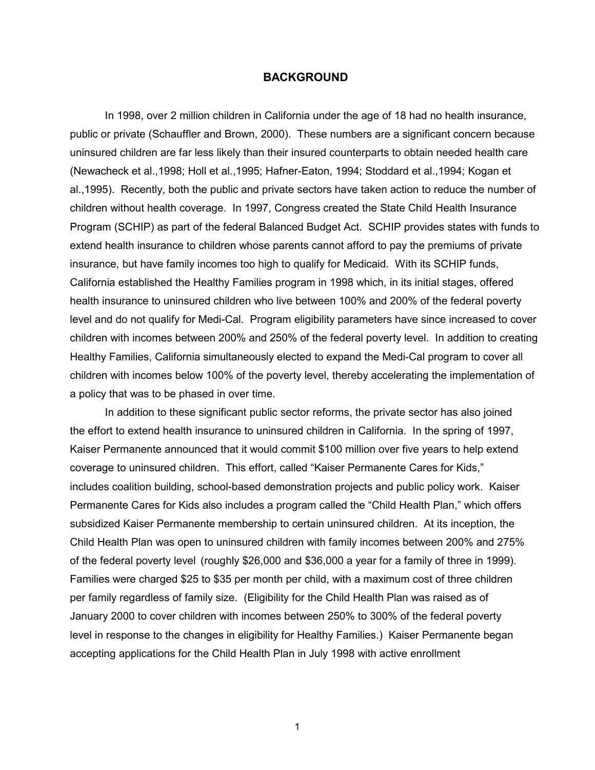## BACKGROUND

In 1998, over 2 million children in California under the age of 18 had no health insurance, public or private (Schauffler and Brown, 2000). These numbers are a significant concern because uninsured children are far less likely than their insured counterparts to obtain needed health care (Newacheck et al.,1998; Holl et al.,1995; Hafner-Eaton, 1994; Stoddard et al.,1994; Kogan et al.,1995). Recently, both the public and private sectors have taken action to reduce the number of children without health coverage. In 1997, Congress created the State Child Health Insurance Program (SCHIP) as part of the federal Balanced Budget Act. SCHIP provides states with funds to extend health insurance to children whose parents cannot afford to pay the premiums of private insurance, but have family incomes too high to qualify for Medicaid. With its SCHIP funds, California established the Healthy Families program in 1998 which, in its initial stages, offered health insurance to uninsured children who live between 100% and 200% of the federal poverty level and do not qualify for Medi-Cal. Program eligibility parameters have since increased to cover children with incomes between 200% and 250% of the federal poverty level. In addition to creating Healthy Families, California simultaneously elected to expand the Medi-Cal program to cover all children with incomes below 100% of the poverty level, thereby accelerating the implementation of a policy that was to be phased in over time.

In addition to these significant public sector reforms, the private sector has also joined the effort to extend health insurance to uninsured children in California. In the spring of 1997, Kaiser Permanente announced that it would commit $100 million over five years to help extend coverage to uninsured children. This effort, called "Kaiser Permanente Cares for Kids," includes coalition building, school-based demonstration projects and public policy work. Kaiser Permanente Cares for Kids also includes a program called the "Child Health Plan," which offers subsidized Kaiser Permanente membership to certain uninsured children. At its inception, the Child Health Plan was open to uninsured children with family incomes between 200% and 275% of the federal poverty level (roughly $26,000 and $36,000 a year for a family of three in 1999). Families were charged $25 to $35 per month per child, with a maximum cost of three children per family regardless of family size. (Eligibility for the Child Health Plan was raised as of January 2000 to cover children with incomes between 250% to 300% of the federal poverty level in response to the changes in eligibility for Healthy Families.) Kaiser Permanente began accepting applications for the Child Health Plan in July 1998 with active enrollment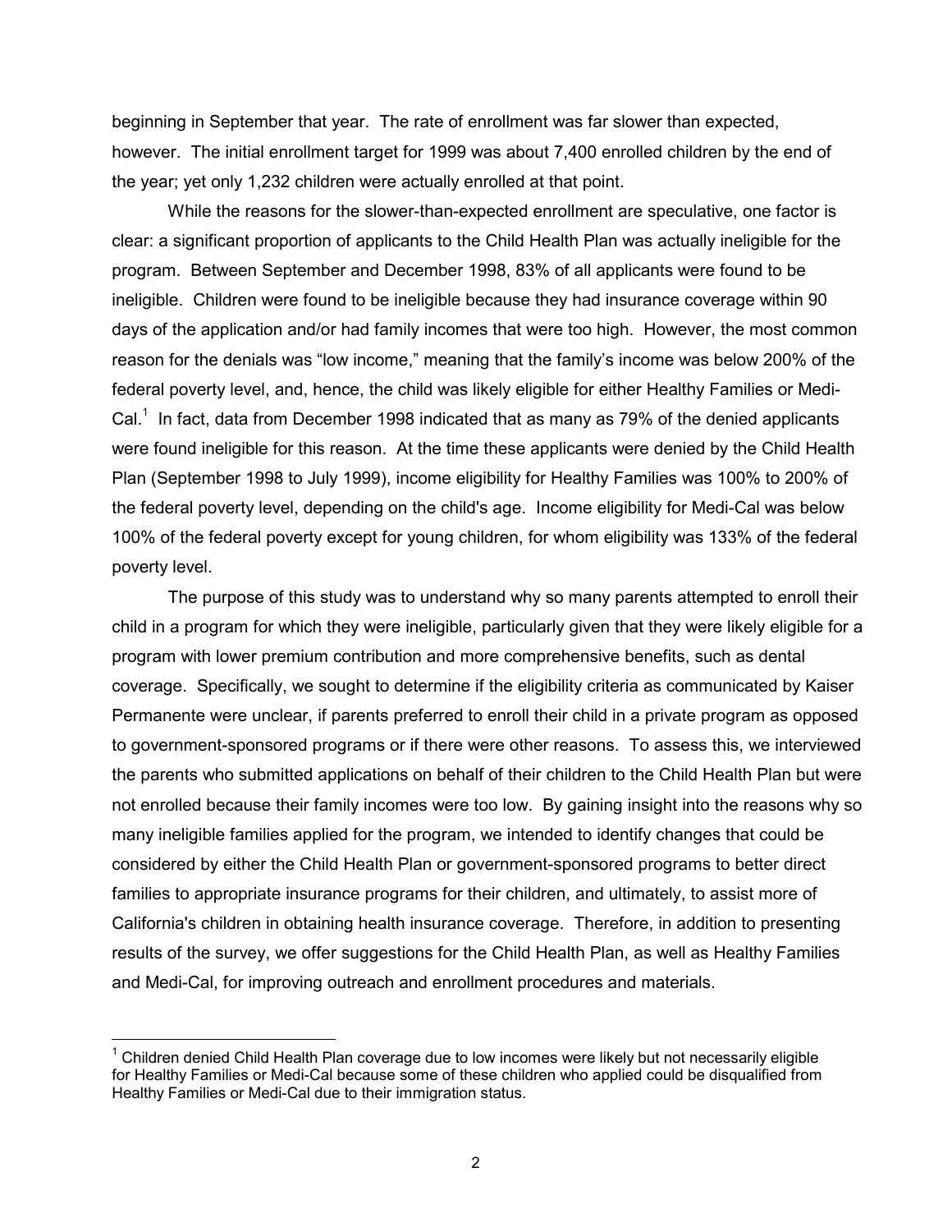beginning in September that year. The rate of enrollment was far slower than expected, however. The initial enrollment target for 1999 was about 7,400 enrolled children by the end of the year; yet only 1,232 children were actually enrolled at that point.

While the reasons for the slower-than-expected enrollment are speculative, one factor is clear: a significant proportion of applicants to the Child Health Plan was actually ineligible for the program. Between September and December 1998, 83% of all applicants were found to be ineligible. Children were found to be ineligible because they had insurance coverage within 90 days of the application and/or had family incomes that were too high. However, the most common reason for the denials was "low income," meaning that the family's income was below 200% of the federal poverty level, and, hence, the child was likely eligible for either Healthy Families or Medi-Cal.[1] In fact, data from December 1998 indicated that as many as 79% of the denied applicants were found ineligible for this reason. At the time these applicants were denied by the Child Health Plan (September 1998 to July 1999), income eligibility for Healthy Families was 100% to 200% of the federal poverty level, depending on the child's age. Income eligibility for Medi-Cal was below 100% of the federal poverty except for young children, for whom eligibility was 133% of the federal poverty level.

The purpose of this study was to understand why so many parents attempted to enroll their child in a program for which they were ineligible, particularly given that they were likely eligible for a program with lower premium contribution and more comprehensive benefits, such as dental coverage. Specifically, we sought to determine if the eligibility criteria as communicated by Kaiser Permanente were unclear, if parents preferred to enroll their child in a private program as opposed to government-sponsored programs or if there were other reasons. To assess this, we interviewed the parents who submitted applications on behalf of their children to the Child Health Plan but were not enrolled because their family incomes were too low. By gaining insight into the reasons why so many ineligible families applied for the program, we intended to identify changes that could be considered by either the Child Health Plan or government-sponsored programs to better direct families to appropriate insurance programs for their children, and ultimately, to assist more of California's children in obtaining health insurance coverage. Therefore, in addition to presenting results of the survey, we offer suggestions for the Child Health Plan, as well as Healthy Families and Medi-Cal, for improving outreach and enrollment procedures and materials.

---

[1] Children denied Child Health Plan coverage due to low incomes were likely but not necessarily eligible for Healthy Families or Medi-Cal because some of these children who applied could be disqualified from Healthy Families or Medi-Cal due to their immigration status.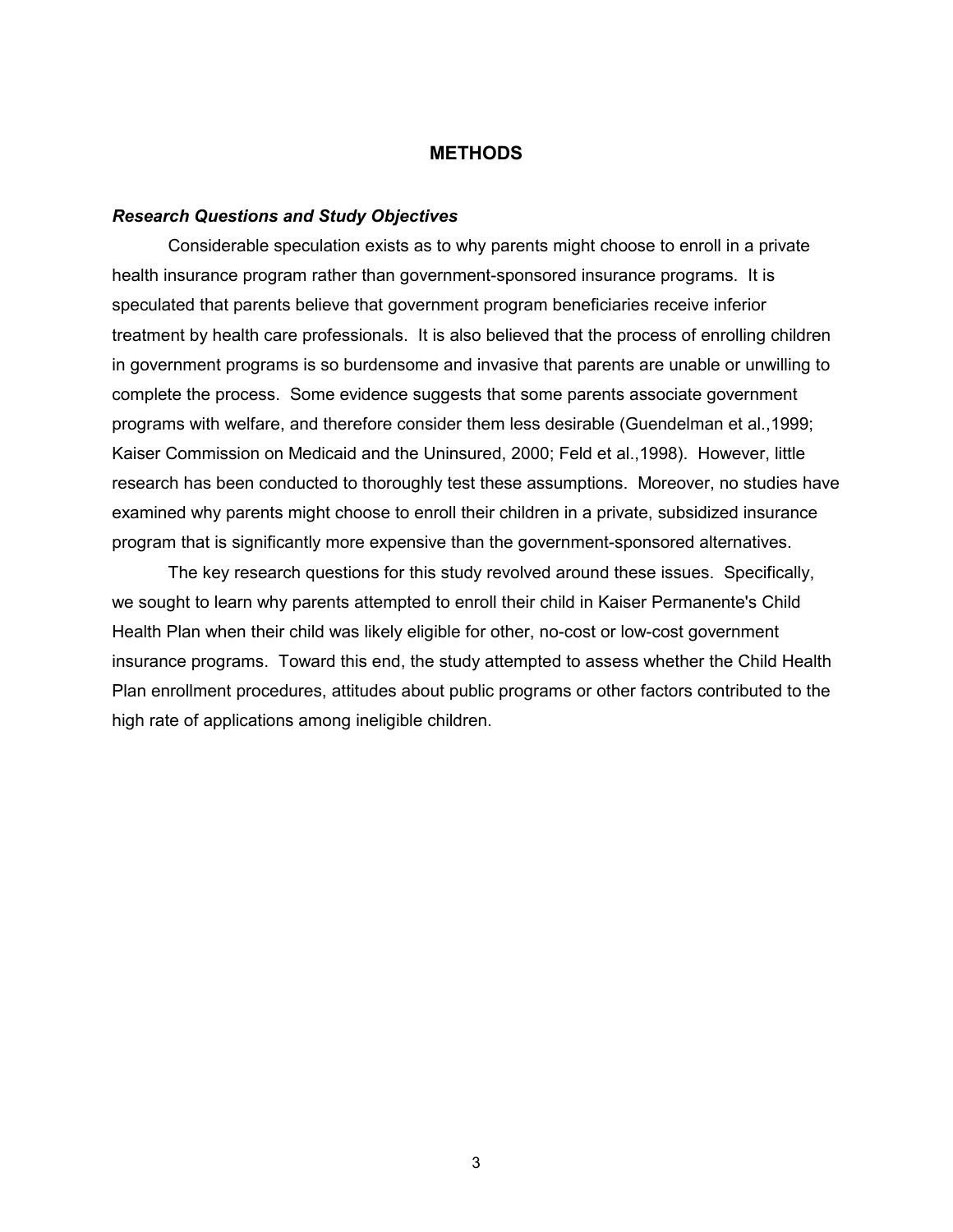# METHODS

***Research Questions and Study Objectives***

Considerable speculation exists as to why parents might choose to enroll in a private health insurance program rather than government-sponsored insurance programs. It is speculated that parents believe that government program beneficiaries receive inferior treatment by health care professionals. It is also believed that the process of enrolling children in government programs is so burdensome and invasive that parents are unable or unwilling to complete the process. Some evidence suggests that some parents associate government programs with welfare, and therefore consider them less desirable (Guendelman et al.,1999; Kaiser Commission on Medicaid and the Uninsured, 2000; Feld et al.,1998). However, little research has been conducted to thoroughly test these assumptions. Moreover, no studies have examined why parents might choose to enroll their children in a private, subsidized insurance program that is significantly more expensive than the government-sponsored alternatives.

The key research questions for this study revolved around these issues. Specifically, we sought to learn why parents attempted to enroll their child in Kaiser Permanente's Child Health Plan when their child was likely eligible for other, no-cost or low-cost government insurance programs. Toward this end, the study attempted to assess whether the Child Health Plan enrollment procedures, attitudes about public programs or other factors contributed to the high rate of applications among ineligible children.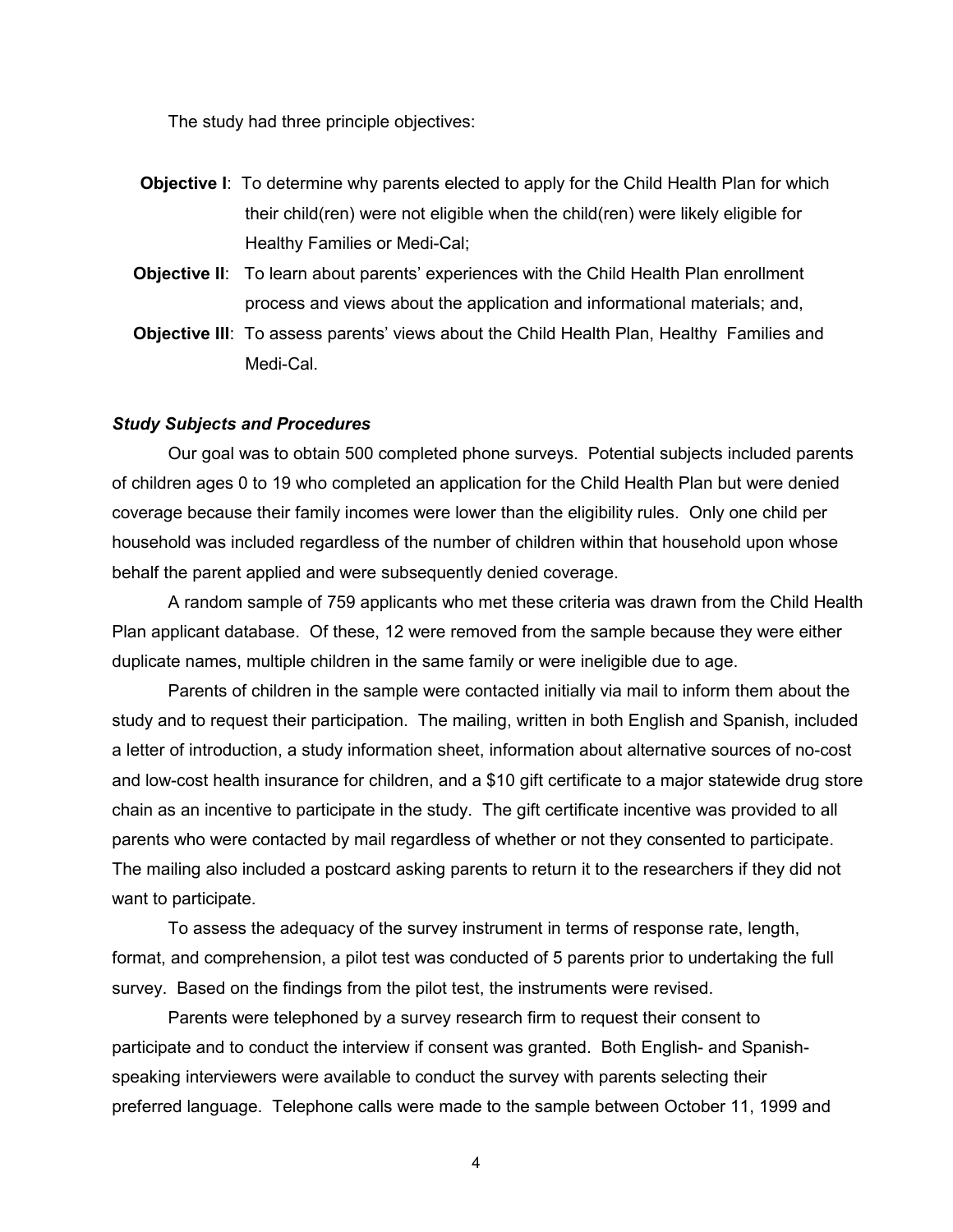The study had three principle objectives:

**Objective I**: To determine why parents elected to apply for the Child Health Plan for which their child(ren) were not eligible when the child(ren) were likely eligible for Healthy Families or Medi-Cal;

**Objective II**: To learn about parents' experiences with the Child Health Plan enrollment process and views about the application and informational materials; and,

**Objective III**: To assess parents' views about the Child Health Plan, Healthy Families and Medi-Cal.

***Study Subjects and Procedures***

Our goal was to obtain 500 completed phone surveys. Potential subjects included parents of children ages 0 to 19 who completed an application for the Child Health Plan but were denied coverage because their family incomes were lower than the eligibility rules. Only one child per household was included regardless of the number of children within that household upon whose behalf the parent applied and were subsequently denied coverage.

A random sample of 759 applicants who met these criteria was drawn from the Child Health Plan applicant database. Of these, 12 were removed from the sample because they were either duplicate names, multiple children in the same family or were ineligible due to age.

Parents of children in the sample were contacted initially via mail to inform them about the study and to request their participation. The mailing, written in both English and Spanish, included a letter of introduction, a study information sheet, information about alternative sources of no-cost and low-cost health insurance for children, and a $10 gift certificate to a major statewide drug store chain as an incentive to participate in the study. The gift certificate incentive was provided to all parents who were contacted by mail regardless of whether or not they consented to participate. The mailing also included a postcard asking parents to return it to the researchers if they did not want to participate.

To assess the adequacy of the survey instrument in terms of response rate, length, format, and comprehension, a pilot test was conducted of 5 parents prior to undertaking the full survey. Based on the findings from the pilot test, the instruments were revised.

Parents were telephoned by a survey research firm to request their consent to participate and to conduct the interview if consent was granted. Both English- and Spanish-speaking interviewers were available to conduct the survey with parents selecting their preferred language. Telephone calls were made to the sample between October 11, 1999 and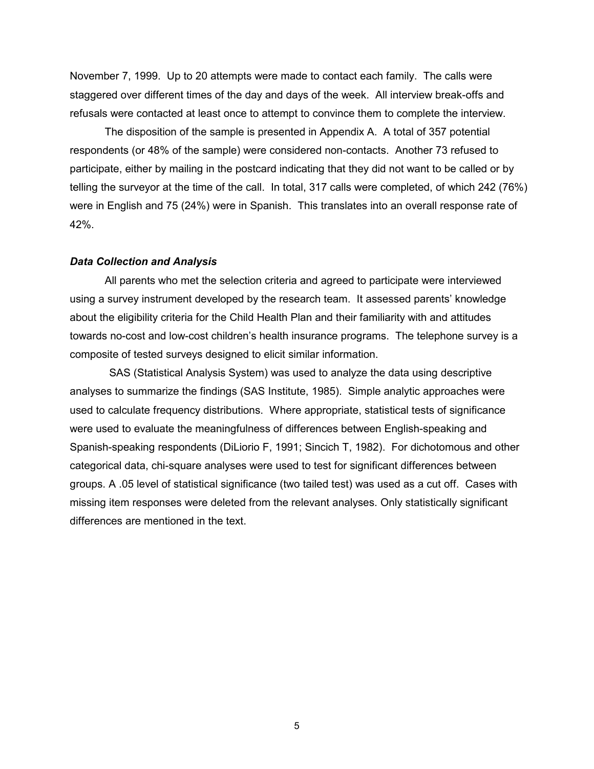November 7, 1999. Up to 20 attempts were made to contact each family. The calls were staggered over different times of the day and days of the week. All interview break-offs and refusals were contacted at least once to attempt to convince them to complete the interview.

The disposition of the sample is presented in Appendix A. A total of 357 potential respondents (or 48% of the sample) were considered non-contacts. Another 73 refused to participate, either by mailing in the postcard indicating that they did not want to be called or by telling the surveyor at the time of the call. In total, 317 calls were completed, of which 242 (76%) were in English and 75 (24%) were in Spanish. This translates into an overall response rate of 42%.

### ***Data Collection and Analysis***

All parents who met the selection criteria and agreed to participate were interviewed using a survey instrument developed by the research team. It assessed parents' knowledge about the eligibility criteria for the Child Health Plan and their familiarity with and attitudes towards no-cost and low-cost children's health insurance programs. The telephone survey is a composite of tested surveys designed to elicit similar information.

SAS (Statistical Analysis System) was used to analyze the data using descriptive analyses to summarize the findings (SAS Institute, 1985). Simple analytic approaches were used to calculate frequency distributions. Where appropriate, statistical tests of significance were used to evaluate the meaningfulness of differences between English-speaking and Spanish-speaking respondents (DiLiorio F, 1991; Sincich T, 1982). For dichotomous and other categorical data, chi-square analyses were used to test for significant differences between groups. A .05 level of statistical significance (two tailed test) was used as a cut off. Cases with missing item responses were deleted from the relevant analyses. Only statistically significant differences are mentioned in the text.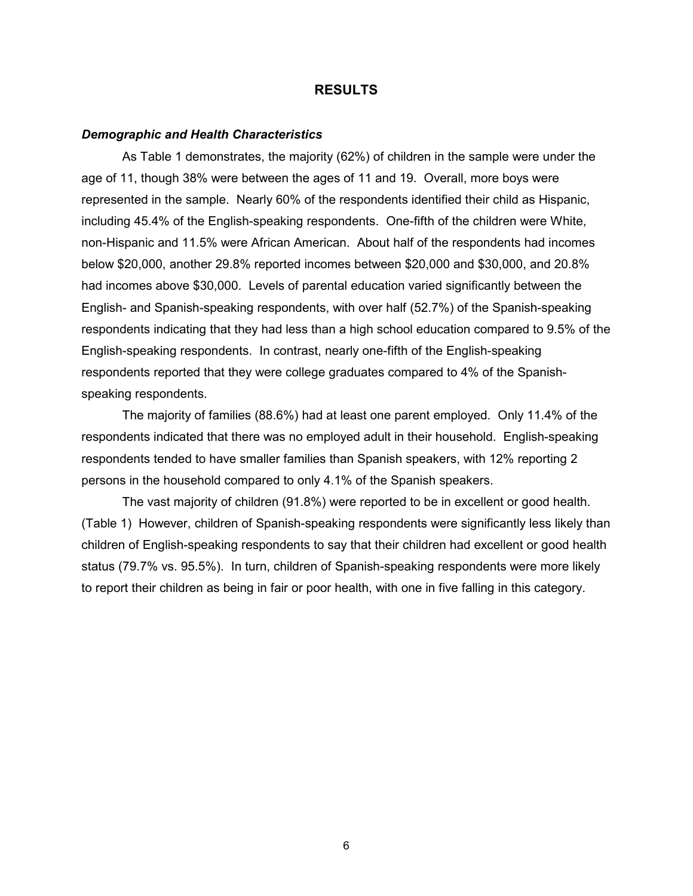## RESULTS

### *Demographic and Health Characteristics*

As Table 1 demonstrates, the majority (62%) of children in the sample were under the age of 11, though 38% were between the ages of 11 and 19. Overall, more boys were represented in the sample. Nearly 60% of the respondents identified their child as Hispanic, including 45.4% of the English-speaking respondents. One-fifth of the children were White, non-Hispanic and 11.5% were African American. About half of the respondents had incomes below $20,000, another 29.8% reported incomes between $20,000 and $30,000, and 20.8% had incomes above $30,000. Levels of parental education varied significantly between the English- and Spanish-speaking respondents, with over half (52.7%) of the Spanish-speaking respondents indicating that they had less than a high school education compared to 9.5% of the English-speaking respondents. In contrast, nearly one-fifth of the English-speaking respondents reported that they were college graduates compared to 4% of the Spanish-speaking respondents.

The majority of families (88.6%) had at least one parent employed. Only 11.4% of the respondents indicated that there was no employed adult in their household. English-speaking respondents tended to have smaller families than Spanish speakers, with 12% reporting 2 persons in the household compared to only 4.1% of the Spanish speakers.

The vast majority of children (91.8%) were reported to be in excellent or good health. (Table 1) However, children of Spanish-speaking respondents were significantly less likely than children of English-speaking respondents to say that their children had excellent or good health status (79.7% vs. 95.5%). In turn, children of Spanish-speaking respondents were more likely to report their children as being in fair or poor health, with one in five falling in this category.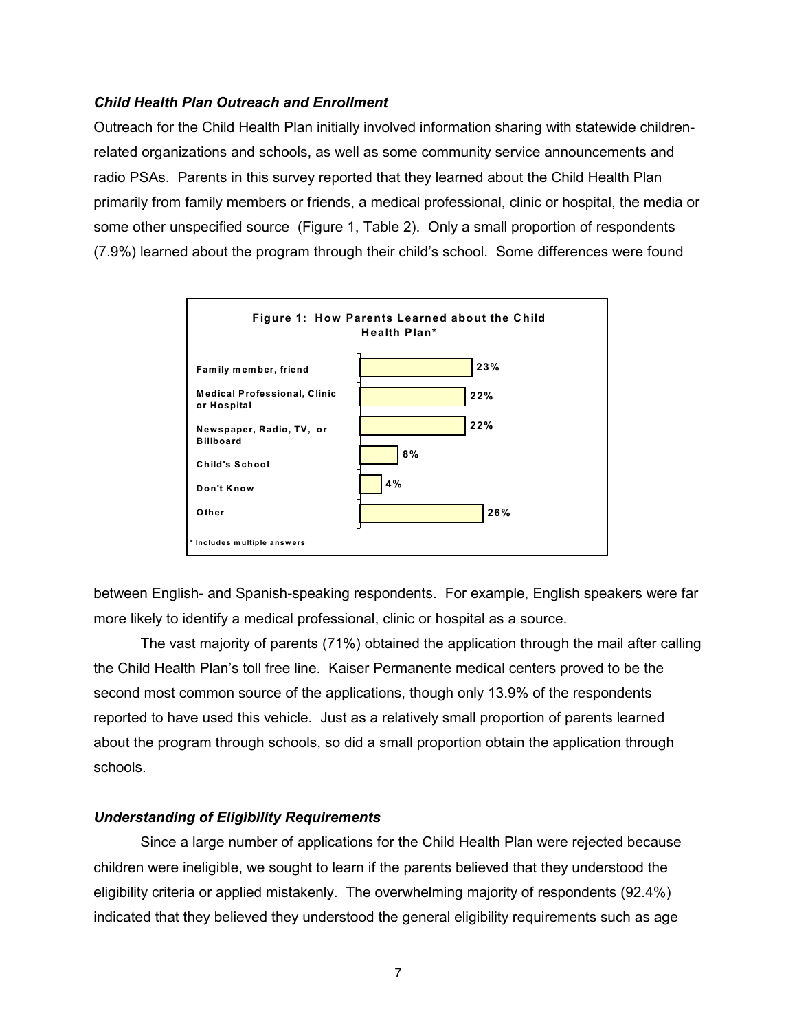### *Child Health Plan Outreach and Enrollment*

Outreach for the Child Health Plan initially involved information sharing with statewide children-related organizations and schools, as well as some community service announcements and radio PSAs. Parents in this survey reported that they learned about the Child Health Plan primarily from family members or friends, a medical professional, clinic or hospital, the media or some other unspecified source (Figure 1, Table 2). Only a small proportion of respondents (7.9%) learned about the program through their child's school. Some differences were found

**Figure 1: How Parents Learned about the Child Health Plan***

| Source | Percent |
|---|---|
| Family member, friend | 23% |
| Medical Professional, Clinic or Hospital | 22% |
| Newspaper, Radio, TV, or Billboard | 22% |
| Child's School | 8% |
| Don't Know | 4% |
| Other | 26% |

\* Includes multiple answers

between English- and Spanish-speaking respondents. For example, English speakers were far more likely to identify a medical professional, clinic or hospital as a source.

The vast majority of parents (71%) obtained the application through the mail after calling the Child Health Plan's toll free line. Kaiser Permanente medical centers proved to be the second most common source of the applications, though only 13.9% of the respondents reported to have used this vehicle. Just as a relatively small proportion of parents learned about the program through schools, so did a small proportion obtain the application through schools.

### *Understanding of Eligibility Requirements*

Since a large number of applications for the Child Health Plan were rejected because children were ineligible, we sought to learn if the parents believed that they understood the eligibility criteria or applied mistakenly. The overwhelming majority of respondents (92.4%) indicated that they believed they understood the general eligibility requirements such as age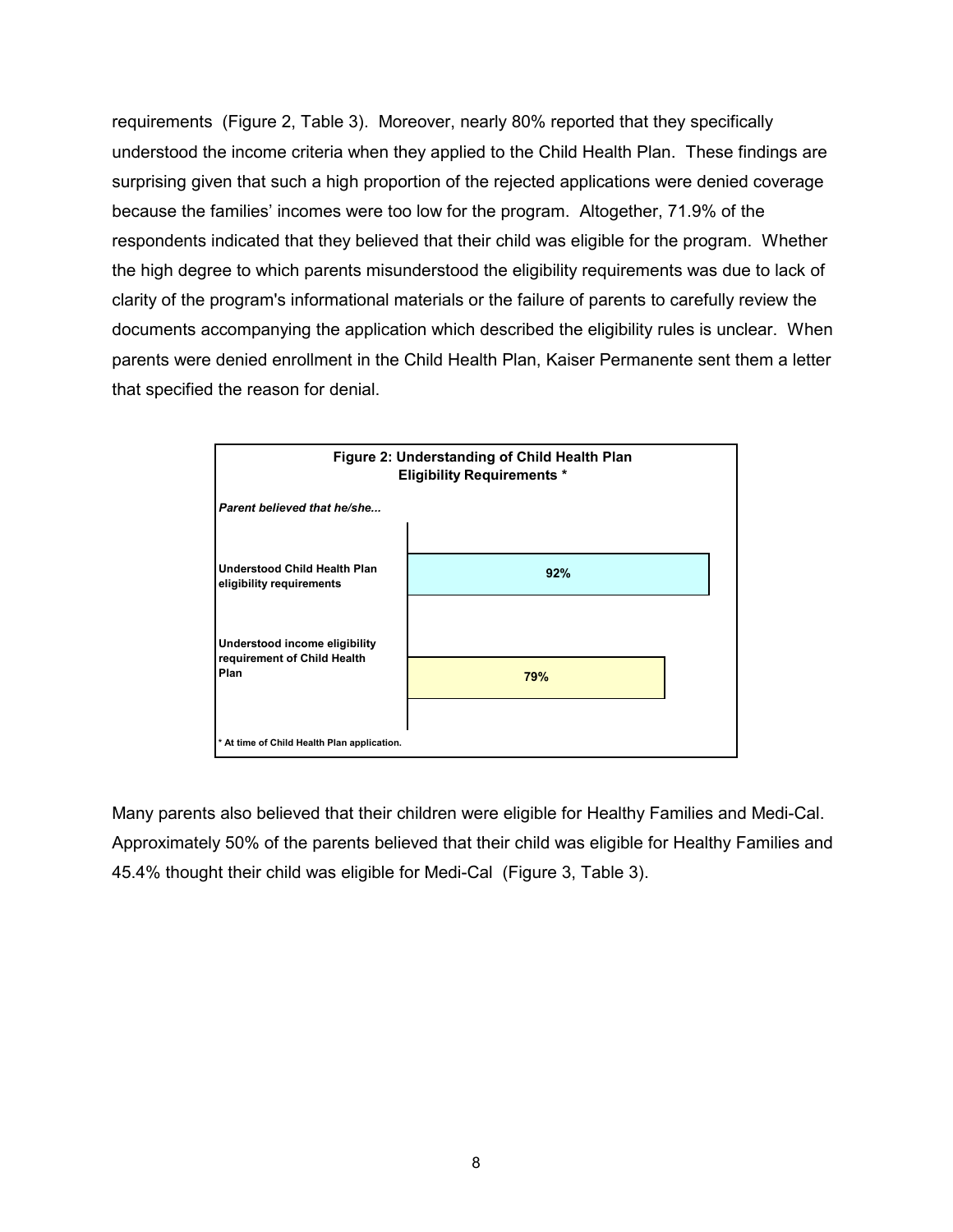requirements (Figure 2, Table 3). Moreover, nearly 80% reported that they specifically understood the income criteria when they applied to the Child Health Plan. These findings are surprising given that such a high proportion of the rejected applications were denied coverage because the families' incomes were too low for the program. Altogether, 71.9% of the respondents indicated that they believed that their child was eligible for the program. Whether the high degree to which parents misunderstood the eligibility requirements was due to lack of clarity of the program's informational materials or the failure of parents to carefully review the documents accompanying the application which described the eligibility rules is unclear. When parents were denied enrollment in the Child Health Plan, Kaiser Permanente sent them a letter that specified the reason for denial.

**Figure 2: Understanding of Child Health Plan Eligibility Requirements \***

| *Parent believed that he/she...* | |
|---|---|
| Understood Child Health Plan eligibility requirements | 92% |
| Understood income eligibility requirement of Child Health Plan | 79% |

\* At time of Child Health Plan application.

Many parents also believed that their children were eligible for Healthy Families and Medi-Cal. Approximately 50% of the parents believed that their child was eligible for Healthy Families and 45.4% thought their child was eligible for Medi-Cal (Figure 3, Table 3).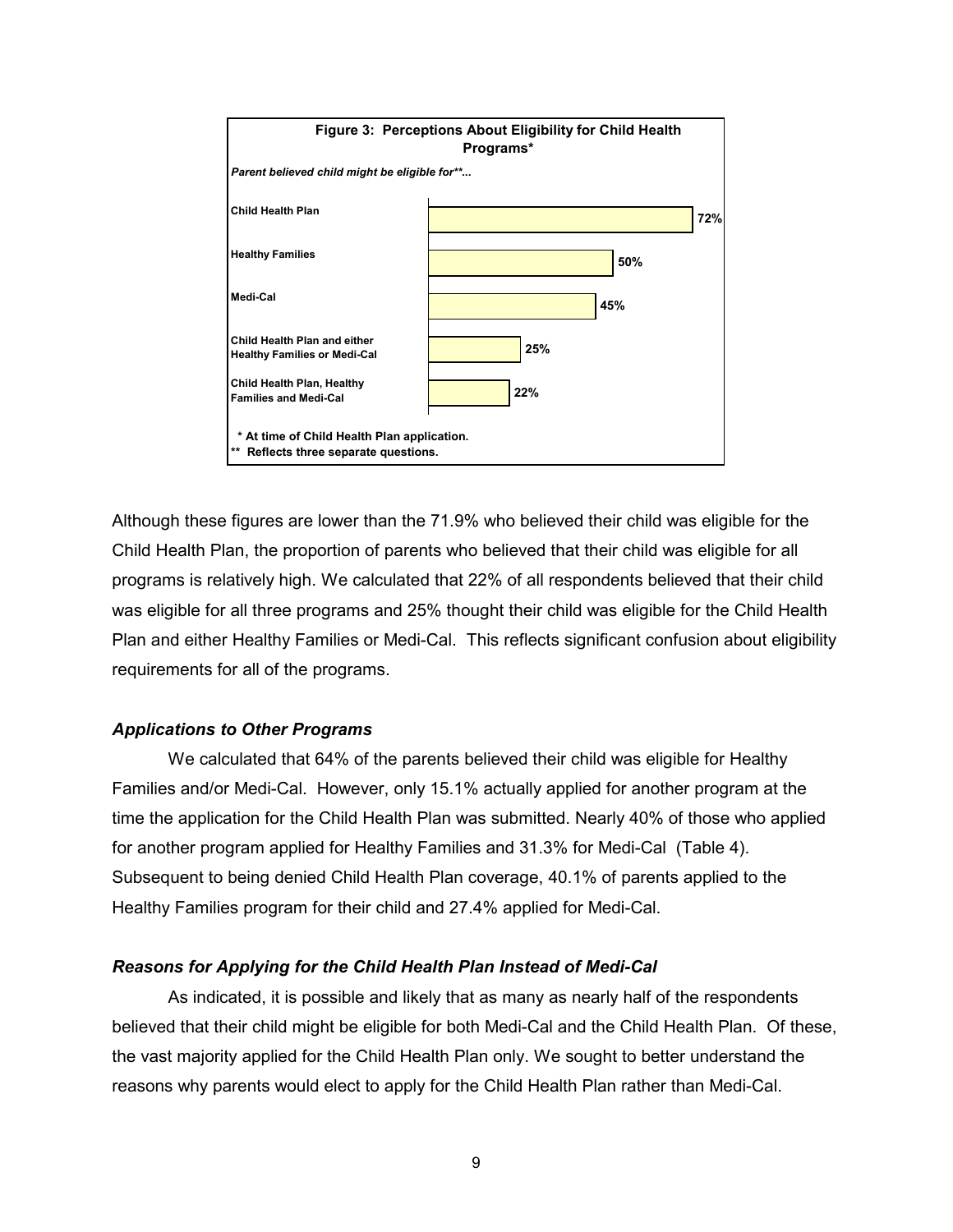**Figure 3: Perceptions About Eligibility for Child Health Programs***

*Parent believed child might be eligible for**...*

| | |
|---|---|
| Child Health Plan | 72% |
| Healthy Families | 50% |
| Medi-Cal | 45% |
| Child Health Plan and either Healthy Families or Medi-Cal | 25% |
| Child Health Plan, Healthy Families and Medi-Cal | 22% |

\* At time of Child Health Plan application.
\** Reflects three separate questions.

Although these figures are lower than the 71.9% who believed their child was eligible for the Child Health Plan, the proportion of parents who believed that their child was eligible for all programs is relatively high. We calculated that 22% of all respondents believed that their child was eligible for all three programs and 25% thought their child was eligible for the Child Health Plan and either Healthy Families or Medi-Cal. This reflects significant confusion about eligibility requirements for all of the programs.

### *Applications to Other Programs*

We calculated that 64% of the parents believed their child was eligible for Healthy Families and/or Medi-Cal. However, only 15.1% actually applied for another program at the time the application for the Child Health Plan was submitted. Nearly 40% of those who applied for another program applied for Healthy Families and 31.3% for Medi-Cal (Table 4). Subsequent to being denied Child Health Plan coverage, 40.1% of parents applied to the Healthy Families program for their child and 27.4% applied for Medi-Cal.

### *Reasons for Applying for the Child Health Plan Instead of Medi-Cal*

As indicated, it is possible and likely that as many as nearly half of the respondents believed that their child might be eligible for both Medi-Cal and the Child Health Plan. Of these, the vast majority applied for the Child Health Plan only. We sought to better understand the reasons why parents would elect to apply for the Child Health Plan rather than Medi-Cal.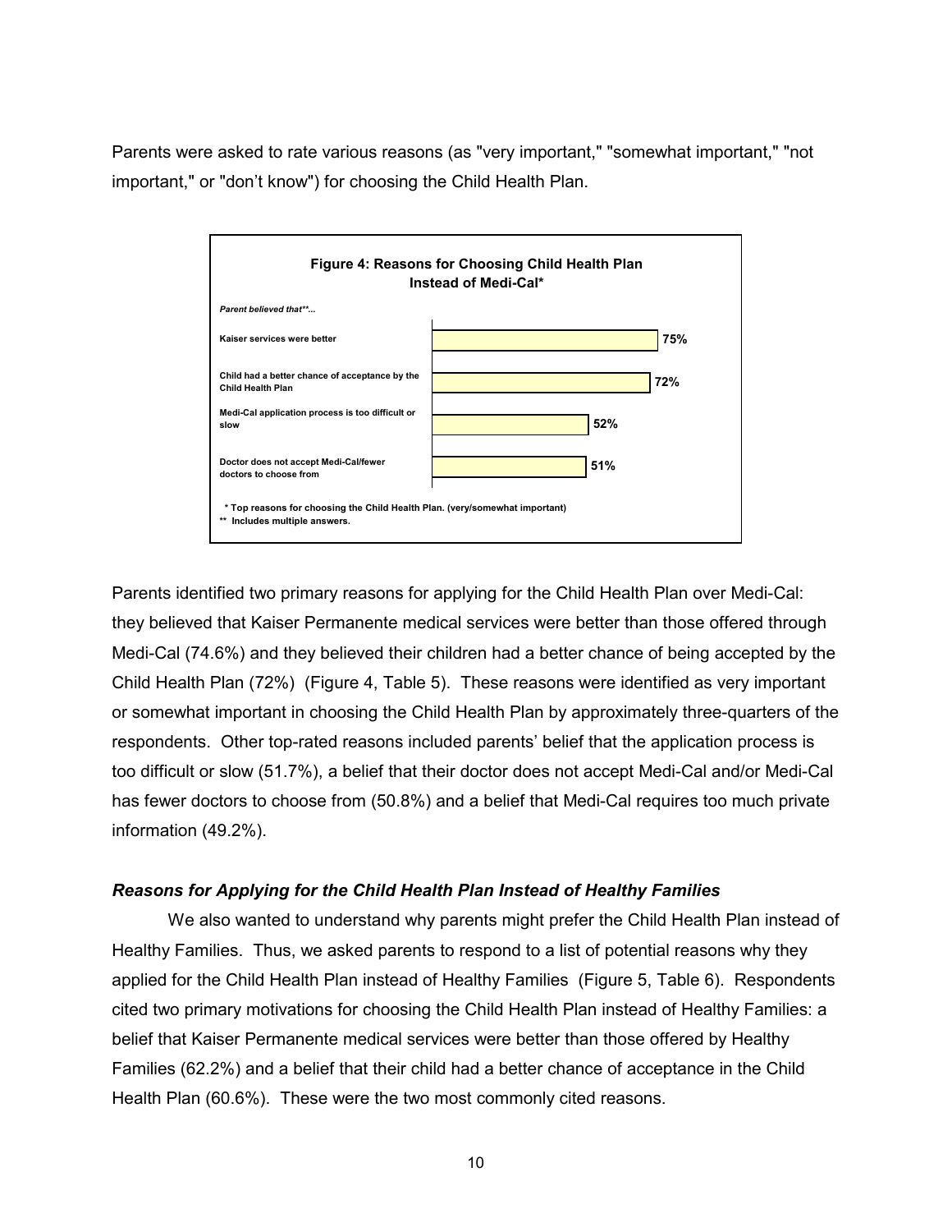Parents were asked to rate various reasons (as "very important," "somewhat important," "not important," or "don't know") for choosing the Child Health Plan.

**Figure 4: Reasons for Choosing Child Health Plan Instead of Medi-Cal***

| *Parent believed that**...* | |
|---|---|
| Kaiser services were better | 75% |
| Child had a better chance of acceptance by the Child Health Plan | 72% |
| Medi-Cal application process is too difficult or slow | 52% |
| Doctor does not accept Medi-Cal/fewer doctors to choose from | 51% |

\* Top reasons for choosing the Child Health Plan. (very/somewhat important)
** Includes multiple answers.

Parents identified two primary reasons for applying for the Child Health Plan over Medi-Cal: they believed that Kaiser Permanente medical services were better than those offered through Medi-Cal (74.6%) and they believed their children had a better chance of being accepted by the Child Health Plan (72%) (Figure 4, Table 5). These reasons were identified as very important or somewhat important in choosing the Child Health Plan by approximately three-quarters of the respondents. Other top-rated reasons included parents' belief that the application process is too difficult or slow (51.7%), a belief that their doctor does not accept Medi-Cal and/or Medi-Cal has fewer doctors to choose from (50.8%) and a belief that Medi-Cal requires too much private information (49.2%).

### *Reasons for Applying for the Child Health Plan Instead of Healthy Families*

We also wanted to understand why parents might prefer the Child Health Plan instead of Healthy Families. Thus, we asked parents to respond to a list of potential reasons why they applied for the Child Health Plan instead of Healthy Families (Figure 5, Table 6). Respondents cited two primary motivations for choosing the Child Health Plan instead of Healthy Families: a belief that Kaiser Permanente medical services were better than those offered by Healthy Families (62.2%) and a belief that their child had a better chance of acceptance in the Child Health Plan (60.6%). These were the two most commonly cited reasons.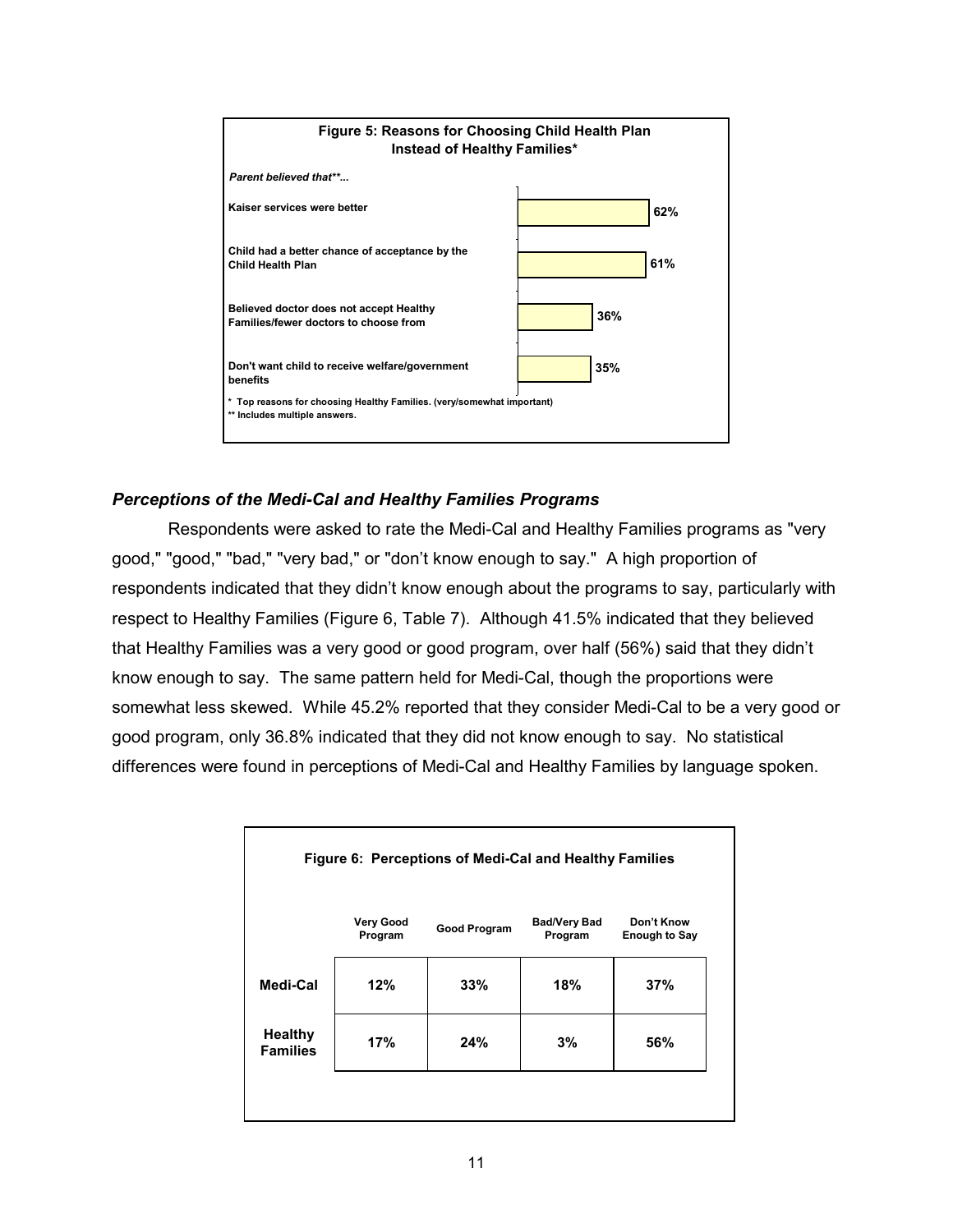**Figure 5: Reasons for Choosing Child Health Plan Instead of Healthy Families***

*Parent believed that**...*

| Reason | Percent |
|---|---|
| Kaiser services were better | 62% |
| Child had a better chance of acceptance by the Child Health Plan | 61% |
| Believed doctor does not accept Healthy Families/fewer doctors to choose from | 36% |
| Don't want child to receive welfare/government benefits | 35% |

\* Top reasons for choosing Healthy Families. (very/somewhat important)
** Includes multiple answers.

### *Perceptions of the Medi-Cal and Healthy Families Programs*

Respondents were asked to rate the Medi-Cal and Healthy Families programs as "very good," "good," "bad," "very bad," or "don't know enough to say." A high proportion of respondents indicated that they didn't know enough about the programs to say, particularly with respect to Healthy Families (Figure 6, Table 7). Although 41.5% indicated that they believed that Healthy Families was a very good or good program, over half (56%) said that they didn't know enough to say. The same pattern held for Medi-Cal, though the proportions were somewhat less skewed. While 45.2% reported that they consider Medi-Cal to be a very good or good program, only 36.8% indicated that they did not know enough to say. No statistical differences were found in perceptions of Medi-Cal and Healthy Families by language spoken.

**Figure 6: Perceptions of Medi-Cal and Healthy Families**

| | Very Good Program | Good Program | Bad/Very Bad Program | Don't Know Enough to Say |
|---|---|---|---|---|
| **Medi-Cal** | 12% | 33% | 18% | 37% |
| **Healthy Families** | 17% | 24% | 3% | 56% |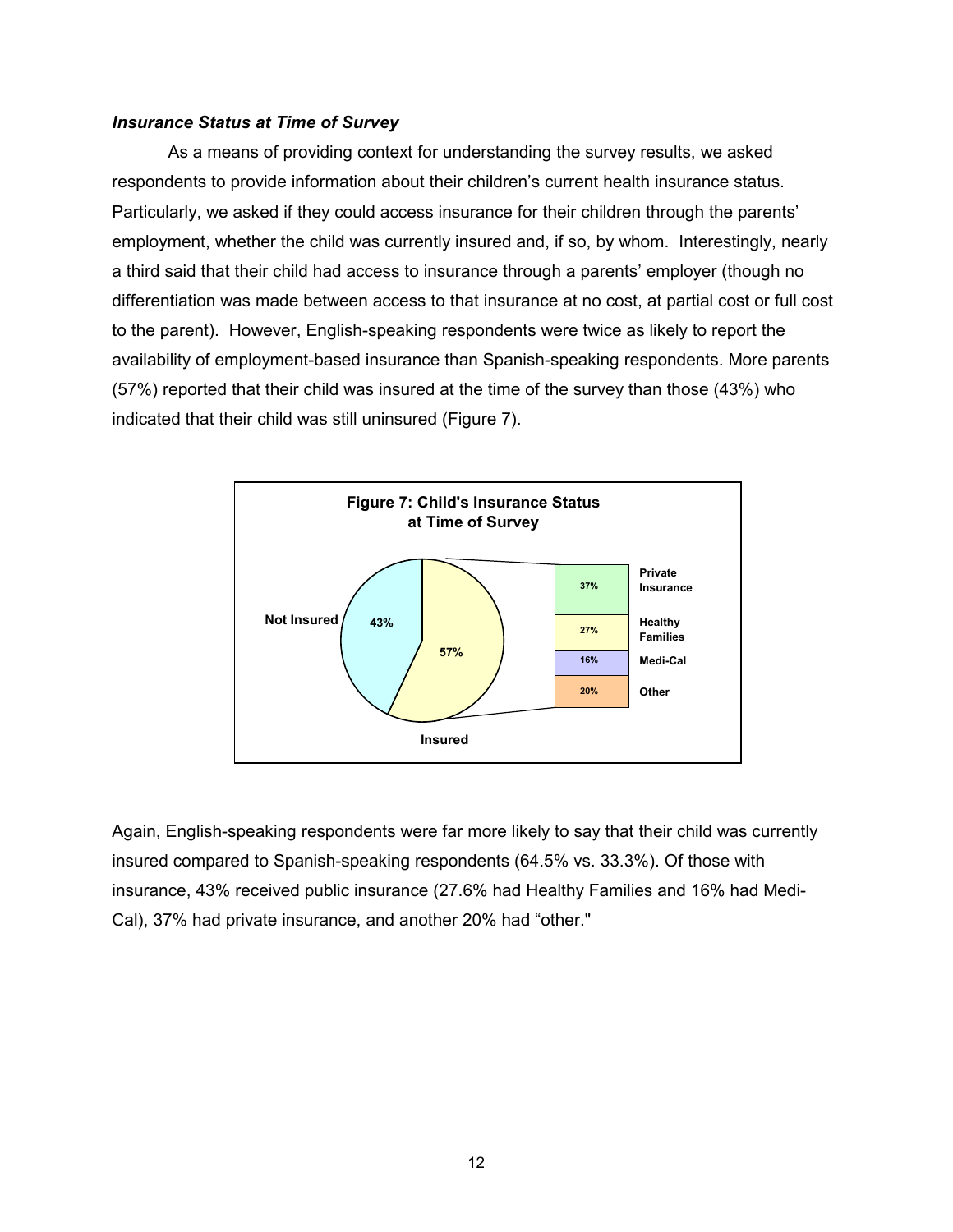### *Insurance Status at Time of Survey*

As a means of providing context for understanding the survey results, we asked respondents to provide information about their children's current health insurance status. Particularly, we asked if they could access insurance for their children through the parents' employment, whether the child was currently insured and, if so, by whom. Interestingly, nearly a third said that their child had access to insurance through a parents' employer (though no differentiation was made between access to that insurance at no cost, at partial cost or full cost to the parent). However, English-speaking respondents were twice as likely to report the availability of employment-based insurance than Spanish-speaking respondents. More parents (57%) reported that their child was insured at the time of the survey than those (43%) who indicated that their child was still uninsured (Figure 7).

**Figure 7: Child's Insurance Status at Time of Survey**

| Status | Percent |
|---|---|
| Not Insured | 43% |
| Insured | 57% |

| Insured: Type of Insurance | Percent |
|---|---|
| Private Insurance | 37% |
| Healthy Families | 27% |
| Medi-Cal | 16% |
| Other | 20% |

Again, English-speaking respondents were far more likely to say that their child was currently insured compared to Spanish-speaking respondents (64.5% vs. 33.3%). Of those with insurance, 43% received public insurance (27.6% had Healthy Families and 16% had Medi-Cal), 37% had private insurance, and another 20% had "other."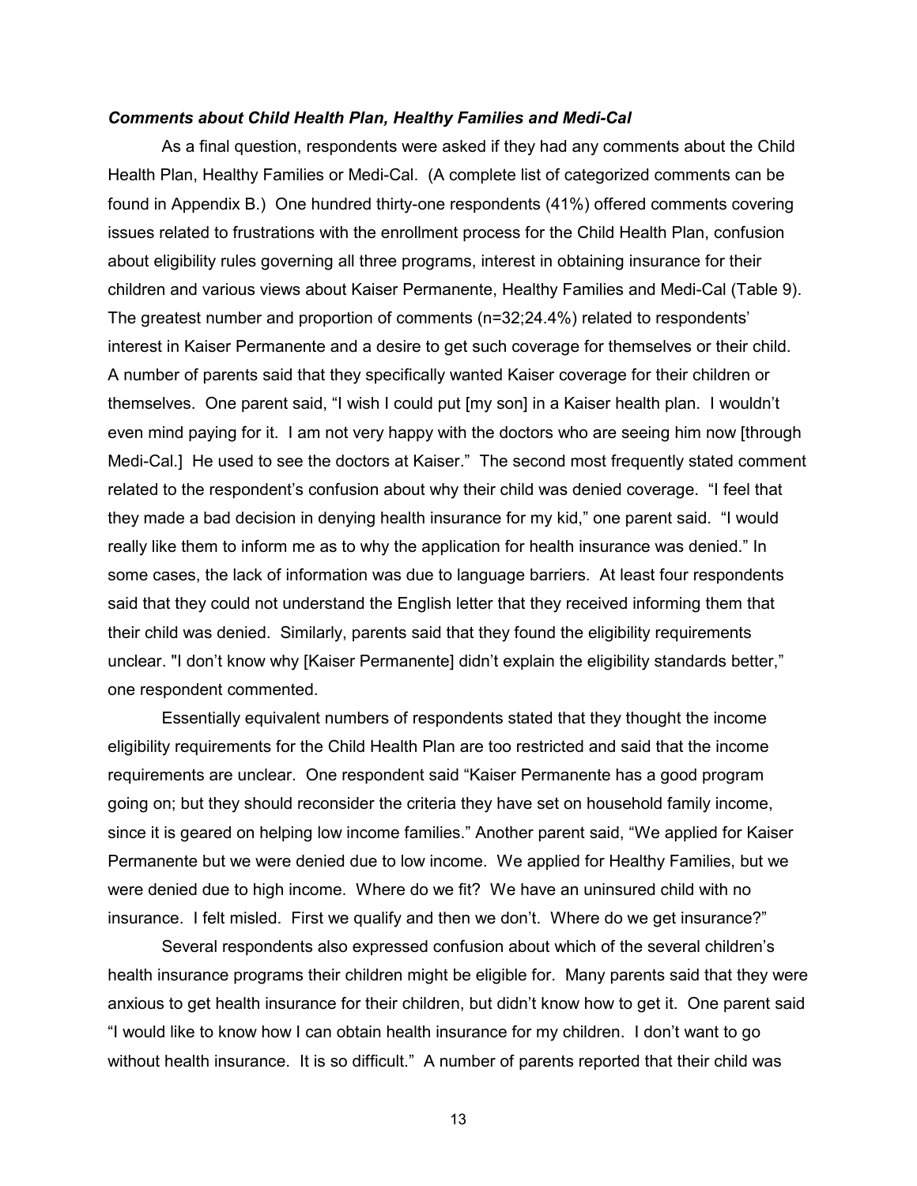***Comments about Child Health Plan, Healthy Families and Medi-Cal***

As a final question, respondents were asked if they had any comments about the Child Health Plan, Healthy Families or Medi-Cal. (A complete list of categorized comments can be found in Appendix B.) One hundred thirty-one respondents (41%) offered comments covering issues related to frustrations with the enrollment process for the Child Health Plan, confusion about eligibility rules governing all three programs, interest in obtaining insurance for their children and various views about Kaiser Permanente, Healthy Families and Medi-Cal (Table 9). The greatest number and proportion of comments (n=32;24.4%) related to respondents' interest in Kaiser Permanente and a desire to get such coverage for themselves or their child. A number of parents said that they specifically wanted Kaiser coverage for their children or themselves. One parent said, "I wish I could put [my son] in a Kaiser health plan. I wouldn't even mind paying for it. I am not very happy with the doctors who are seeing him now [through Medi-Cal.] He used to see the doctors at Kaiser." The second most frequently stated comment related to the respondent's confusion about why their child was denied coverage. "I feel that they made a bad decision in denying health insurance for my kid," one parent said. "I would really like them to inform me as to why the application for health insurance was denied." In some cases, the lack of information was due to language barriers. At least four respondents said that they could not understand the English letter that they received informing them that their child was denied. Similarly, parents said that they found the eligibility requirements unclear. "I don't know why [Kaiser Permanente] didn't explain the eligibility standards better," one respondent commented.

Essentially equivalent numbers of respondents stated that they thought the income eligibility requirements for the Child Health Plan are too restricted and said that the income requirements are unclear. One respondent said "Kaiser Permanente has a good program going on; but they should reconsider the criteria they have set on household family income, since it is geared on helping low income families." Another parent said, "We applied for Kaiser Permanente but we were denied due to low income. We applied for Healthy Families, but we were denied due to high income. Where do we fit? We have an uninsured child with no insurance. I felt misled. First we qualify and then we don't. Where do we get insurance?"

Several respondents also expressed confusion about which of the several children's health insurance programs their children might be eligible for. Many parents said that they were anxious to get health insurance for their children, but didn't know how to get it. One parent said "I would like to know how I can obtain health insurance for my children. I don't want to go without health insurance. It is so difficult." A number of parents reported that their child was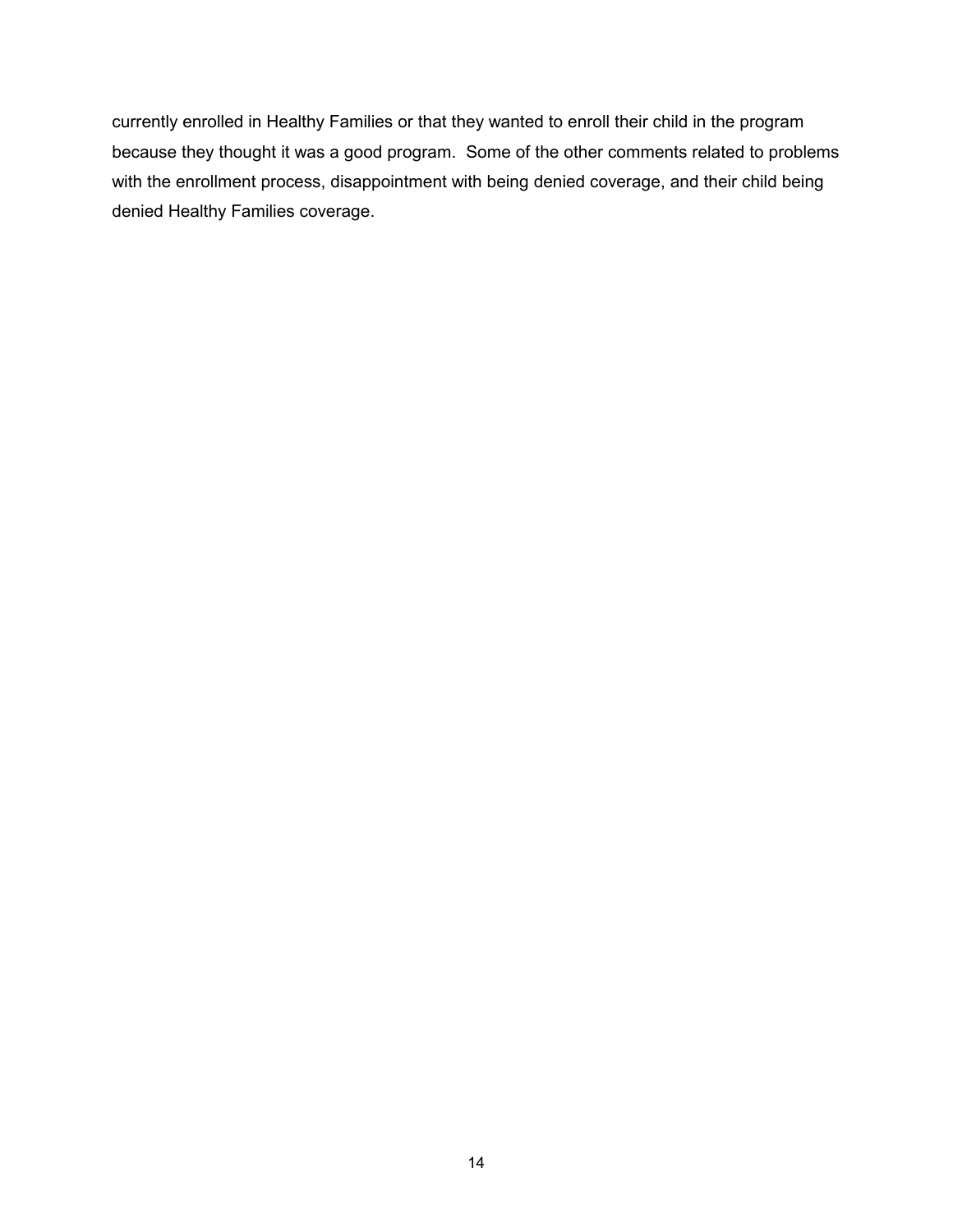currently enrolled in Healthy Families or that they wanted to enroll their child in the program because they thought it was a good program.  Some of the other comments related to problems with the enrollment process, disappointment with being denied coverage, and their child being denied Healthy Families coverage.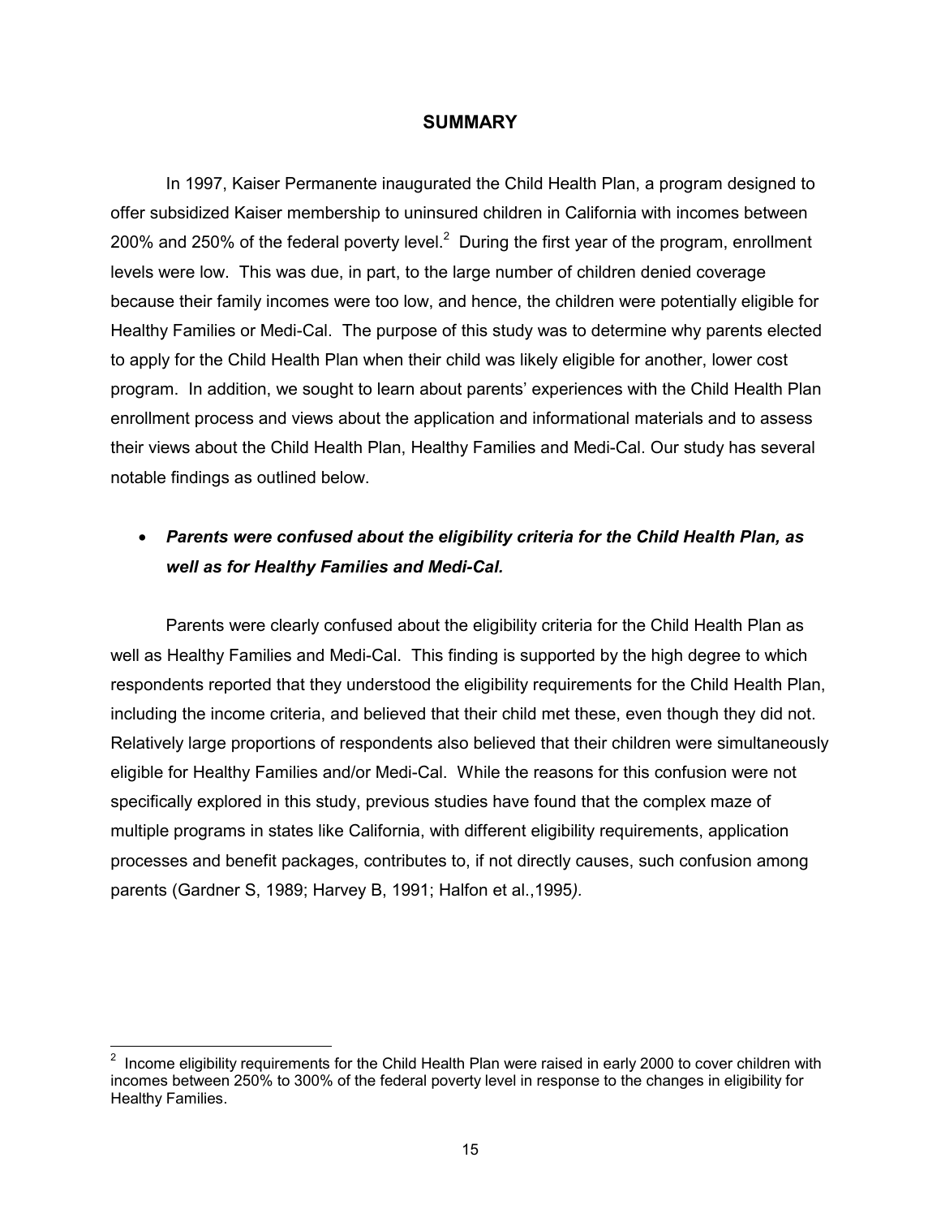## SUMMARY

In 1997, Kaiser Permanente inaugurated the Child Health Plan, a program designed to offer subsidized Kaiser membership to uninsured children in California with incomes between 200% and 250% of the federal poverty level.[2] During the first year of the program, enrollment levels were low. This was due, in part, to the large number of children denied coverage because their family incomes were too low, and hence, the children were potentially eligible for Healthy Families or Medi-Cal. The purpose of this study was to determine why parents elected to apply for the Child Health Plan when their child was likely eligible for another, lower cost program. In addition, we sought to learn about parents' experiences with the Child Health Plan enrollment process and views about the application and informational materials and to assess their views about the Child Health Plan, Healthy Families and Medi-Cal. Our study has several notable findings as outlined below.

- ***Parents were confused about the eligibility criteria for the Child Health Plan, as well as for Healthy Families and Medi-Cal.***

Parents were clearly confused about the eligibility criteria for the Child Health Plan as well as Healthy Families and Medi-Cal. This finding is supported by the high degree to which respondents reported that they understood the eligibility requirements for the Child Health Plan, including the income criteria, and believed that their child met these, even though they did not. Relatively large proportions of respondents also believed that their children were simultaneously eligible for Healthy Families and/or Medi-Cal. While the reasons for this confusion were not specifically explored in this study, previous studies have found that the complex maze of multiple programs in states like California, with different eligibility requirements, application processes and benefit packages, contributes to, if not directly causes, such confusion among parents (Gardner S, 1989; Harvey B, 1991; Halfon et al.,1995*)*.

---

[2] Income eligibility requirements for the Child Health Plan were raised in early 2000 to cover children with incomes between 250% to 300% of the federal poverty level in response to the changes in eligibility for Healthy Families.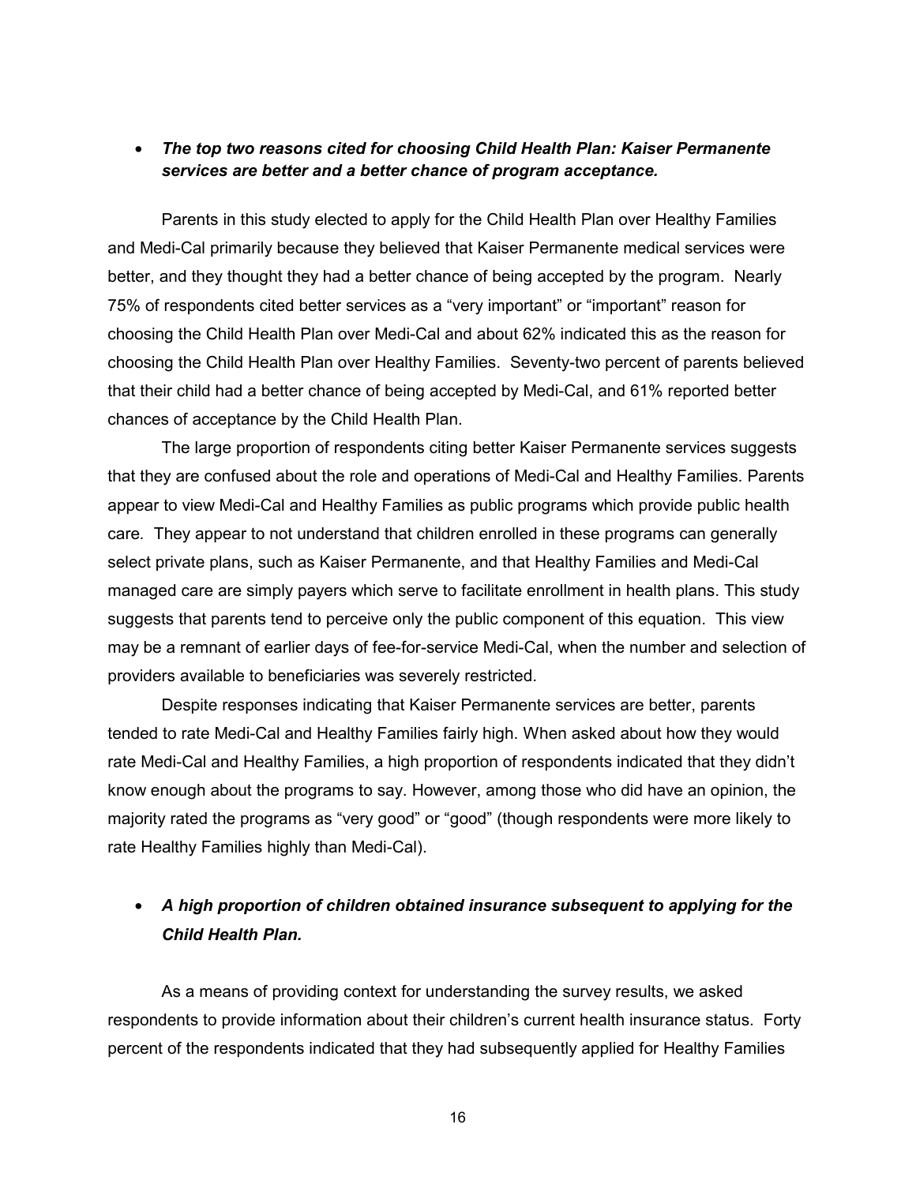- ***The top two reasons cited for choosing Child Health Plan: Kaiser Permanente services are better and a better chance of program acceptance.***

Parents in this study elected to apply for the Child Health Plan over Healthy Families and Medi-Cal primarily because they believed that Kaiser Permanente medical services were better, and they thought they had a better chance of being accepted by the program. Nearly 75% of respondents cited better services as a "very important" or "important" reason for choosing the Child Health Plan over Medi-Cal and about 62% indicated this as the reason for choosing the Child Health Plan over Healthy Families. Seventy-two percent of parents believed that their child had a better chance of being accepted by Medi-Cal, and 61% reported better chances of acceptance by the Child Health Plan.

The large proportion of respondents citing better Kaiser Permanente services suggests that they are confused about the role and operations of Medi-Cal and Healthy Families. Parents appear to view Medi-Cal and Healthy Families as public programs which provide public health care. They appear to not understand that children enrolled in these programs can generally select private plans, such as Kaiser Permanente, and that Healthy Families and Medi-Cal managed care are simply payers which serve to facilitate enrollment in health plans. This study suggests that parents tend to perceive only the public component of this equation. This view may be a remnant of earlier days of fee-for-service Medi-Cal, when the number and selection of providers available to beneficiaries was severely restricted.

Despite responses indicating that Kaiser Permanente services are better, parents tended to rate Medi-Cal and Healthy Families fairly high. When asked about how they would rate Medi-Cal and Healthy Families, a high proportion of respondents indicated that they didn't know enough about the programs to say. However, among those who did have an opinion, the majority rated the programs as "very good" or "good" (though respondents were more likely to rate Healthy Families highly than Medi-Cal).

- ***A high proportion of children obtained insurance subsequent to applying for the Child Health Plan.***

As a means of providing context for understanding the survey results, we asked respondents to provide information about their children's current health insurance status. Forty percent of the respondents indicated that they had subsequently applied for Healthy Families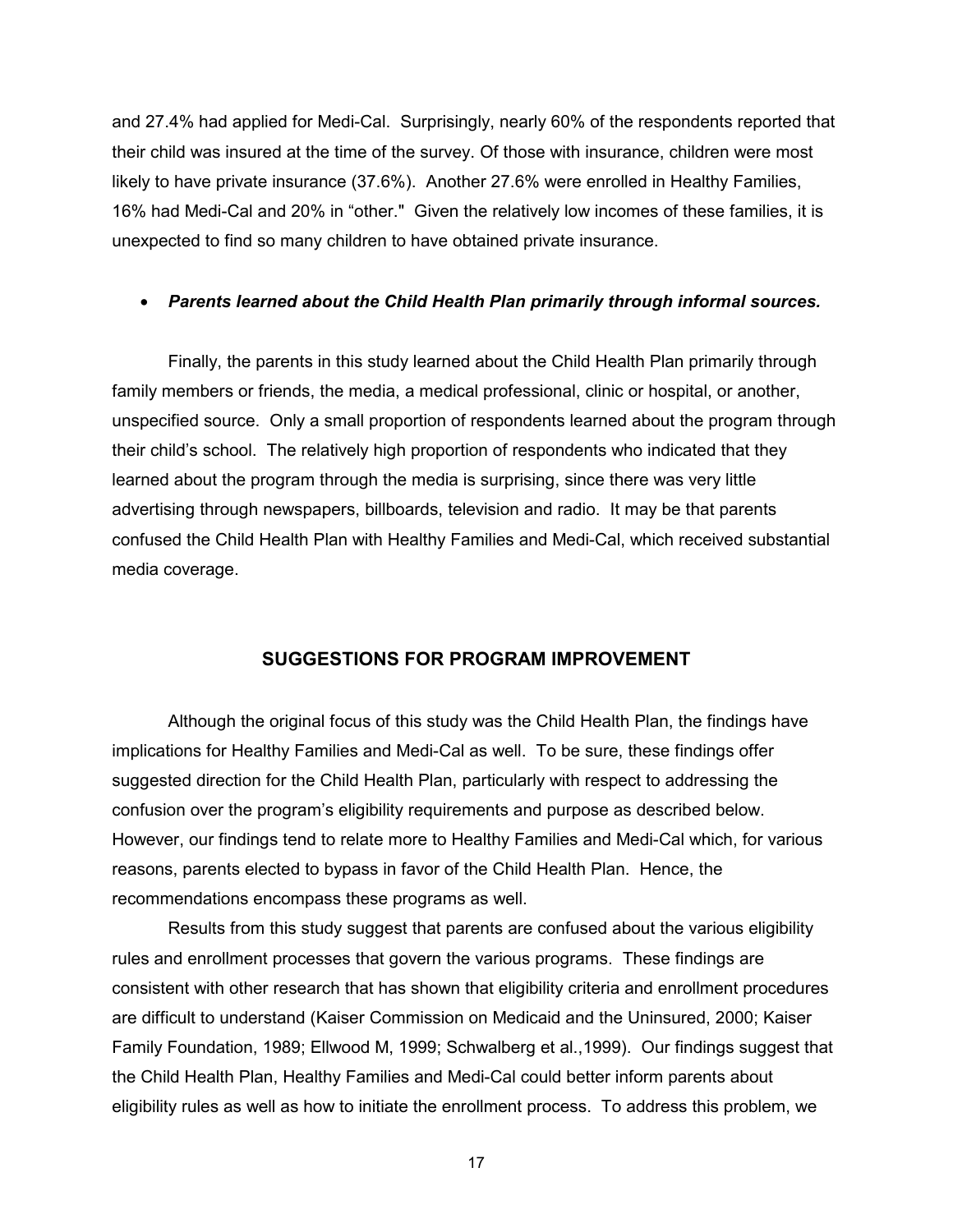and 27.4% had applied for Medi-Cal. Surprisingly, nearly 60% of the respondents reported that their child was insured at the time of the survey. Of those with insurance, children were most likely to have private insurance (37.6%). Another 27.6% were enrolled in Healthy Families, 16% had Medi-Cal and 20% in "other." Given the relatively low incomes of these families, it is unexpected to find so many children to have obtained private insurance.

- ***Parents learned about the Child Health Plan primarily through informal sources.***

Finally, the parents in this study learned about the Child Health Plan primarily through family members or friends, the media, a medical professional, clinic or hospital, or another, unspecified source. Only a small proportion of respondents learned about the program through their child's school. The relatively high proportion of respondents who indicated that they learned about the program through the media is surprising, since there was very little advertising through newspapers, billboards, television and radio. It may be that parents confused the Child Health Plan with Healthy Families and Medi-Cal, which received substantial media coverage.

## SUGGESTIONS FOR PROGRAM IMPROVEMENT

Although the original focus of this study was the Child Health Plan, the findings have implications for Healthy Families and Medi-Cal as well. To be sure, these findings offer suggested direction for the Child Health Plan, particularly with respect to addressing the confusion over the program's eligibility requirements and purpose as described below. However, our findings tend to relate more to Healthy Families and Medi-Cal which, for various reasons, parents elected to bypass in favor of the Child Health Plan. Hence, the recommendations encompass these programs as well.

Results from this study suggest that parents are confused about the various eligibility rules and enrollment processes that govern the various programs. These findings are consistent with other research that has shown that eligibility criteria and enrollment procedures are difficult to understand (Kaiser Commission on Medicaid and the Uninsured, 2000; Kaiser Family Foundation, 1989; Ellwood M, 1999; Schwalberg et al.,1999). Our findings suggest that the Child Health Plan, Healthy Families and Medi-Cal could better inform parents about eligibility rules as well as how to initiate the enrollment process. To address this problem, we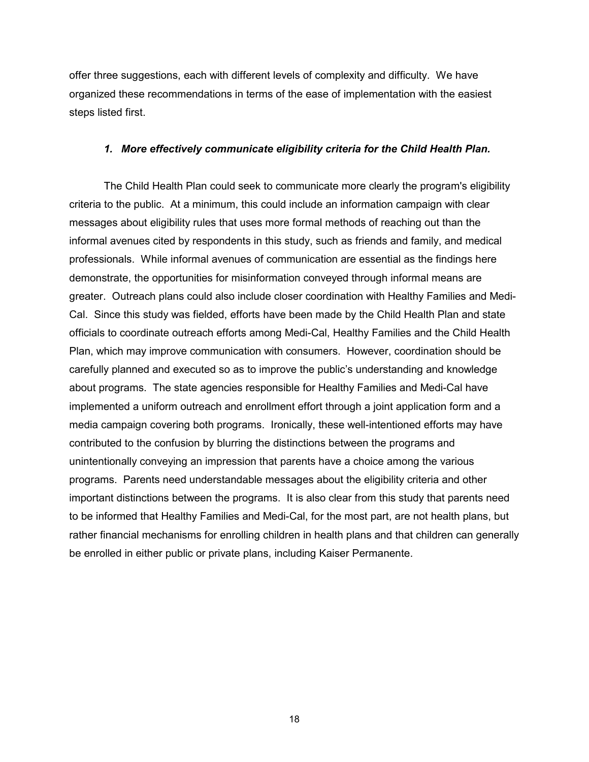offer three suggestions, each with different levels of complexity and difficulty. We have organized these recommendations in terms of the ease of implementation with the easiest steps listed first.

### *1. More effectively communicate eligibility criteria for the Child Health Plan.*

The Child Health Plan could seek to communicate more clearly the program's eligibility criteria to the public. At a minimum, this could include an information campaign with clear messages about eligibility rules that uses more formal methods of reaching out than the informal avenues cited by respondents in this study, such as friends and family, and medical professionals. While informal avenues of communication are essential as the findings here demonstrate, the opportunities for misinformation conveyed through informal means are greater. Outreach plans could also include closer coordination with Healthy Families and Medi-Cal. Since this study was fielded, efforts have been made by the Child Health Plan and state officials to coordinate outreach efforts among Medi-Cal, Healthy Families and the Child Health Plan, which may improve communication with consumers. However, coordination should be carefully planned and executed so as to improve the public's understanding and knowledge about programs. The state agencies responsible for Healthy Families and Medi-Cal have implemented a uniform outreach and enrollment effort through a joint application form and a media campaign covering both programs. Ironically, these well-intentioned efforts may have contributed to the confusion by blurring the distinctions between the programs and unintentionally conveying an impression that parents have a choice among the various programs. Parents need understandable messages about the eligibility criteria and other important distinctions between the programs. It is also clear from this study that parents need to be informed that Healthy Families and Medi-Cal, for the most part, are not health plans, but rather financial mechanisms for enrolling children in health plans and that children can generally be enrolled in either public or private plans, including Kaiser Permanente.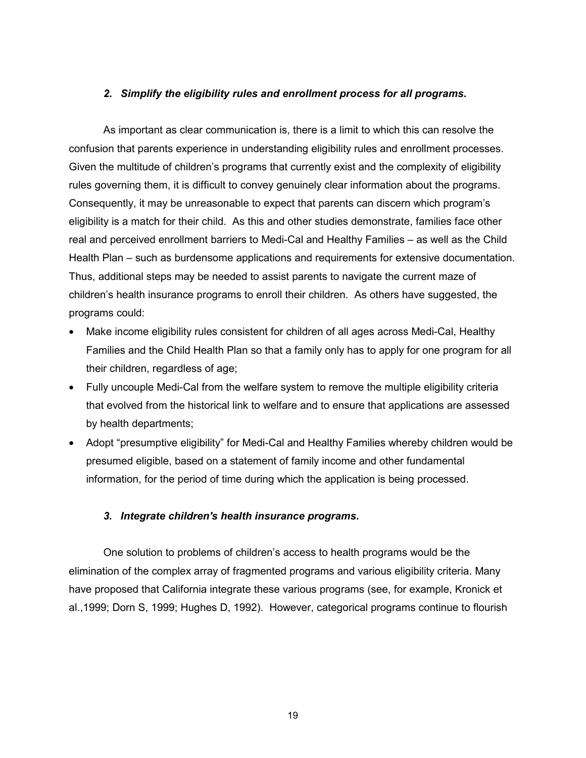### *2. Simplify the eligibility rules and enrollment process for all programs.*

As important as clear communication is, there is a limit to which this can resolve the confusion that parents experience in understanding eligibility rules and enrollment processes. Given the multitude of children's programs that currently exist and the complexity of eligibility rules governing them, it is difficult to convey genuinely clear information about the programs. Consequently, it may be unreasonable to expect that parents can discern which program's eligibility is a match for their child. As this and other studies demonstrate, families face other real and perceived enrollment barriers to Medi-Cal and Healthy Families – as well as the Child Health Plan – such as burdensome applications and requirements for extensive documentation. Thus, additional steps may be needed to assist parents to navigate the current maze of children's health insurance programs to enroll their children. As others have suggested, the programs could:

- Make income eligibility rules consistent for children of all ages across Medi-Cal, Healthy Families and the Child Health Plan so that a family only has to apply for one program for all their children, regardless of age;
- Fully uncouple Medi-Cal from the welfare system to remove the multiple eligibility criteria that evolved from the historical link to welfare and to ensure that applications are assessed by health departments;
- Adopt "presumptive eligibility" for Medi-Cal and Healthy Families whereby children would be presumed eligible, based on a statement of family income and other fundamental information, for the period of time during which the application is being processed.

### *3. Integrate children's health insurance programs.*

One solution to problems of children's access to health programs would be the elimination of the complex array of fragmented programs and various eligibility criteria. Many have proposed that California integrate these various programs (see, for example, Kronick et al.,1999; Dorn S, 1999; Hughes D, 1992). However, categorical programs continue to flourish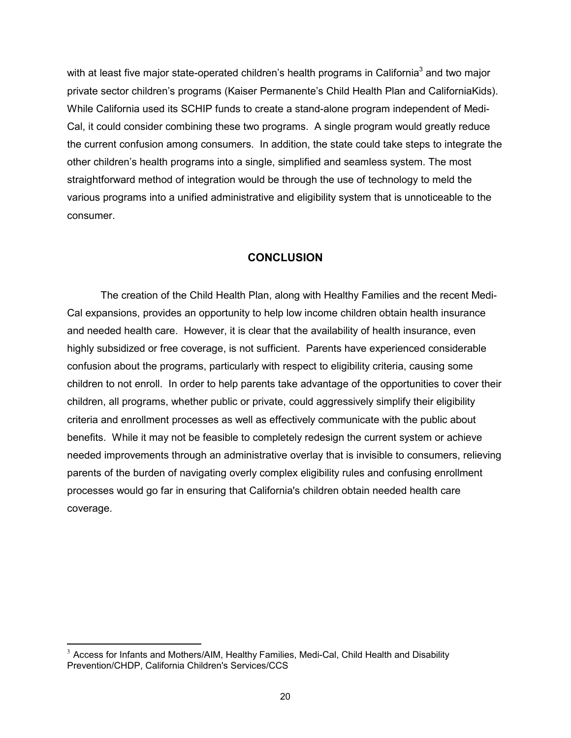with at least five major state-operated children's health programs in California[3] and two major private sector children's programs (Kaiser Permanente's Child Health Plan and CaliforniaKids). While California used its SCHIP funds to create a stand-alone program independent of Medi-Cal, it could consider combining these two programs. A single program would greatly reduce the current confusion among consumers. In addition, the state could take steps to integrate the other children's health programs into a single, simplified and seamless system. The most straightforward method of integration would be through the use of technology to meld the various programs into a unified administrative and eligibility system that is unnoticeable to the consumer.

## CONCLUSION

The creation of the Child Health Plan, along with Healthy Families and the recent Medi-Cal expansions, provides an opportunity to help low income children obtain health insurance and needed health care. However, it is clear that the availability of health insurance, even highly subsidized or free coverage, is not sufficient. Parents have experienced considerable confusion about the programs, particularly with respect to eligibility criteria, causing some children to not enroll. In order to help parents take advantage of the opportunities to cover their children, all programs, whether public or private, could aggressively simplify their eligibility criteria and enrollment processes as well as effectively communicate with the public about benefits. While it may not be feasible to completely redesign the current system or achieve needed improvements through an administrative overlay that is invisible to consumers, relieving parents of the burden of navigating overly complex eligibility rules and confusing enrollment processes would go far in ensuring that California's children obtain needed health care coverage.

[3] Access for Infants and Mothers/AIM, Healthy Families, Medi-Cal, Child Health and Disability Prevention/CHDP, California Children's Services/CCS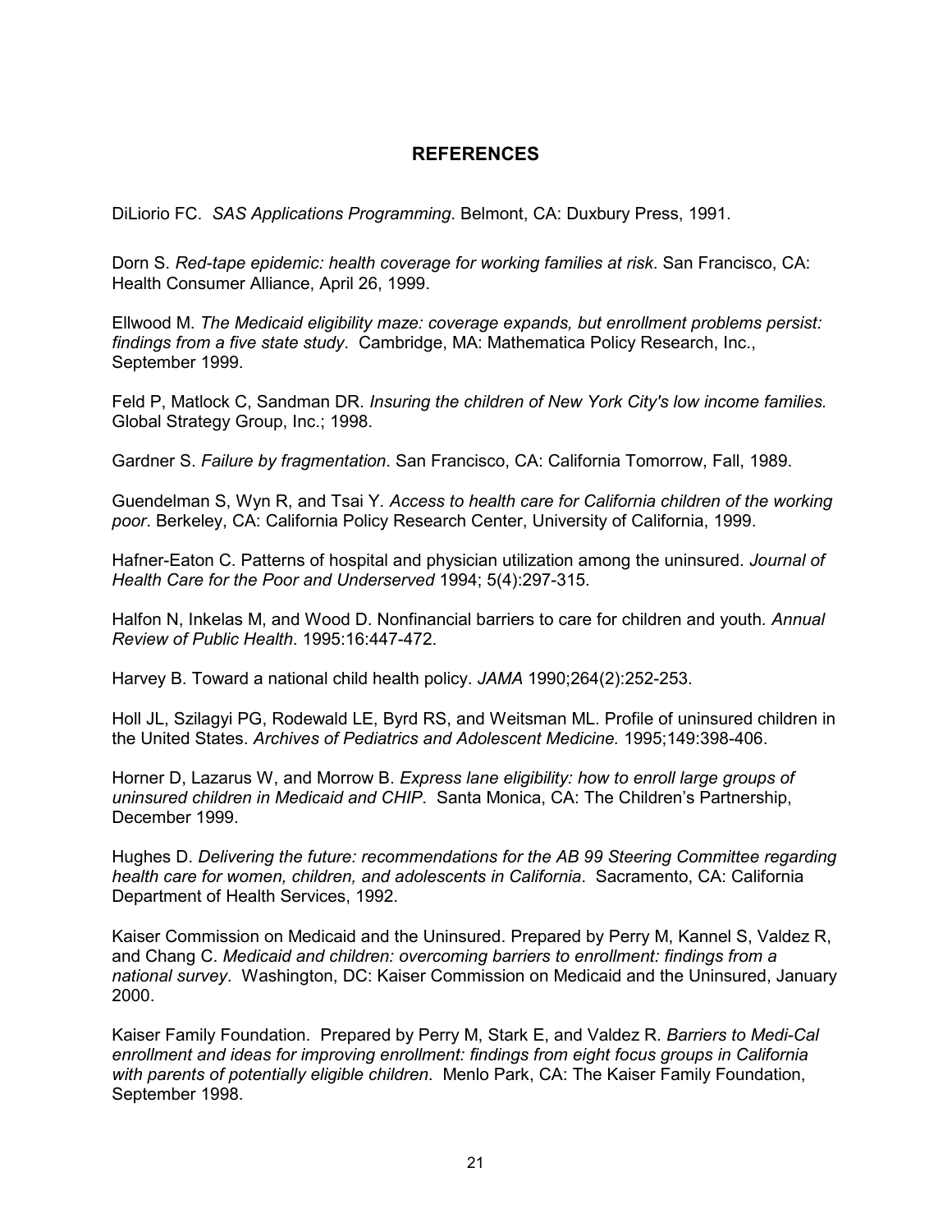# REFERENCES

DiLiorio FC. *SAS Applications Programming*. Belmont, CA: Duxbury Press, 1991.

Dorn S. *Red-tape epidemic: health coverage for working families at risk*. San Francisco, CA: Health Consumer Alliance, April 26, 1999.

Ellwood M. *The Medicaid eligibility maze: coverage expands, but enrollment problems persist: findings from a five state study*. Cambridge, MA: Mathematica Policy Research, Inc., September 1999.

Feld P, Matlock C, Sandman DR. *Insuring the children of New York City's low income families.* Global Strategy Group, Inc.; 1998.

Gardner S. *Failure by fragmentation*. San Francisco, CA: California Tomorrow, Fall, 1989.

Guendelman S, Wyn R, and Tsai Y. *Access to health care for California children of the working poor*. Berkeley, CA: California Policy Research Center, University of California, 1999.

Hafner-Eaton C. Patterns of hospital and physician utilization among the uninsured. *Journal of Health Care for the Poor and Underserved* 1994; 5(4):297-315.

Halfon N, Inkelas M, and Wood D. Nonfinancial barriers to care for children and youth. *Annual Review of Public Health*. 1995:16:447-472.

Harvey B. Toward a national child health policy. *JAMA* 1990;264(2):252-253.

Holl JL, Szilagyi PG, Rodewald LE, Byrd RS, and Weitsman ML. Profile of uninsured children in the United States. *Archives of Pediatrics and Adolescent Medicine.* 1995;149:398-406.

Horner D, Lazarus W, and Morrow B. *Express lane eligibility: how to enroll large groups of uninsured children in Medicaid and CHIP*. Santa Monica, CA: The Children's Partnership, December 1999.

Hughes D. *Delivering the future: recommendations for the AB 99 Steering Committee regarding health care for women, children, and adolescents in California*. Sacramento, CA: California Department of Health Services, 1992.

Kaiser Commission on Medicaid and the Uninsured. Prepared by Perry M, Kannel S, Valdez R, and Chang C. *Medicaid and children: overcoming barriers to enrollment: findings from a national survey*. Washington, DC: Kaiser Commission on Medicaid and the Uninsured, January 2000.

Kaiser Family Foundation. Prepared by Perry M, Stark E, and Valdez R. *Barriers to Medi-Cal enrollment and ideas for improving enrollment: findings from eight focus groups in California with parents of potentially eligible children*. Menlo Park, CA: The Kaiser Family Foundation, September 1998.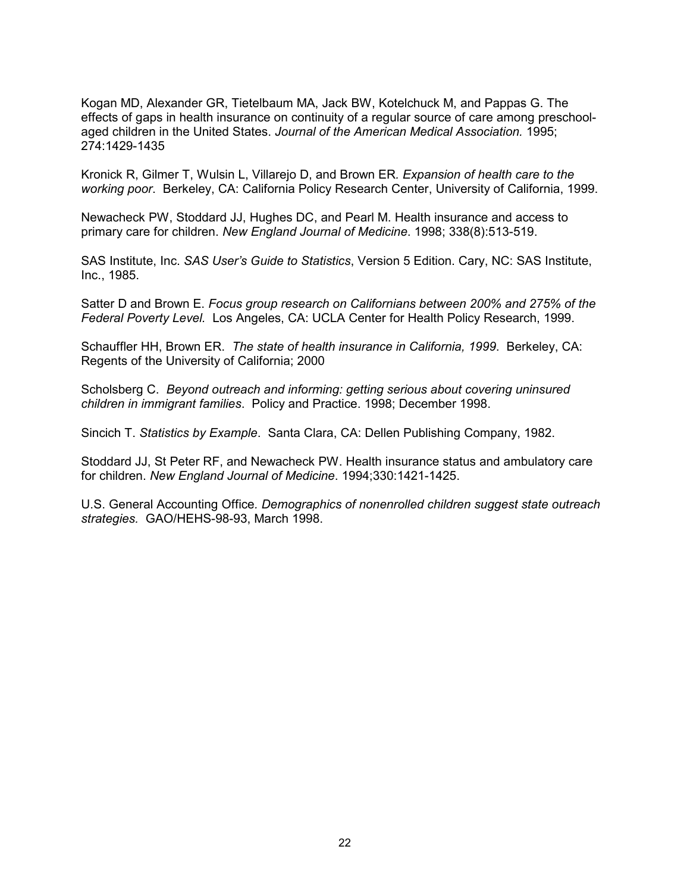Kogan MD, Alexander GR, Tietelbaum MA, Jack BW, Kotelchuck M, and Pappas G. The effects of gaps in health insurance on continuity of a regular source of care among preschool-aged children in the United States. *Journal of the American Medical Association.* 1995; 274:1429-1435

Kronick R, Gilmer T, Wulsin L, Villarejo D, and Brown ER. *Expansion of health care to the working poor*. Berkeley, CA: California Policy Research Center, University of California, 1999.

Newacheck PW, Stoddard JJ, Hughes DC, and Pearl M. Health insurance and access to primary care for children. *New England Journal of Medicine*. 1998; 338(8):513-519.

SAS Institute, Inc. *SAS User's Guide to Statistics*, Version 5 Edition. Cary, NC: SAS Institute, Inc., 1985.

Satter D and Brown E. *Focus group research on Californians between 200% and 275% of the Federal Poverty Level.* Los Angeles, CA: UCLA Center for Health Policy Research, 1999.

Schauffler HH, Brown ER. *The state of health insurance in California, 1999*. Berkeley, CA: Regents of the University of California; 2000

Scholsberg C. *Beyond outreach and informing: getting serious about covering uninsured children in immigrant families*. Policy and Practice. 1998; December 1998.

Sincich T. *Statistics by Example*. Santa Clara, CA: Dellen Publishing Company, 1982.

Stoddard JJ, St Peter RF, and Newacheck PW. Health insurance status and ambulatory care for children. *New England Journal of Medicine*. 1994;330:1421-1425.

U.S. General Accounting Office. *Demographics of nonenrolled children suggest state outreach strategies.* GAO/HEHS-98-93, March 1998.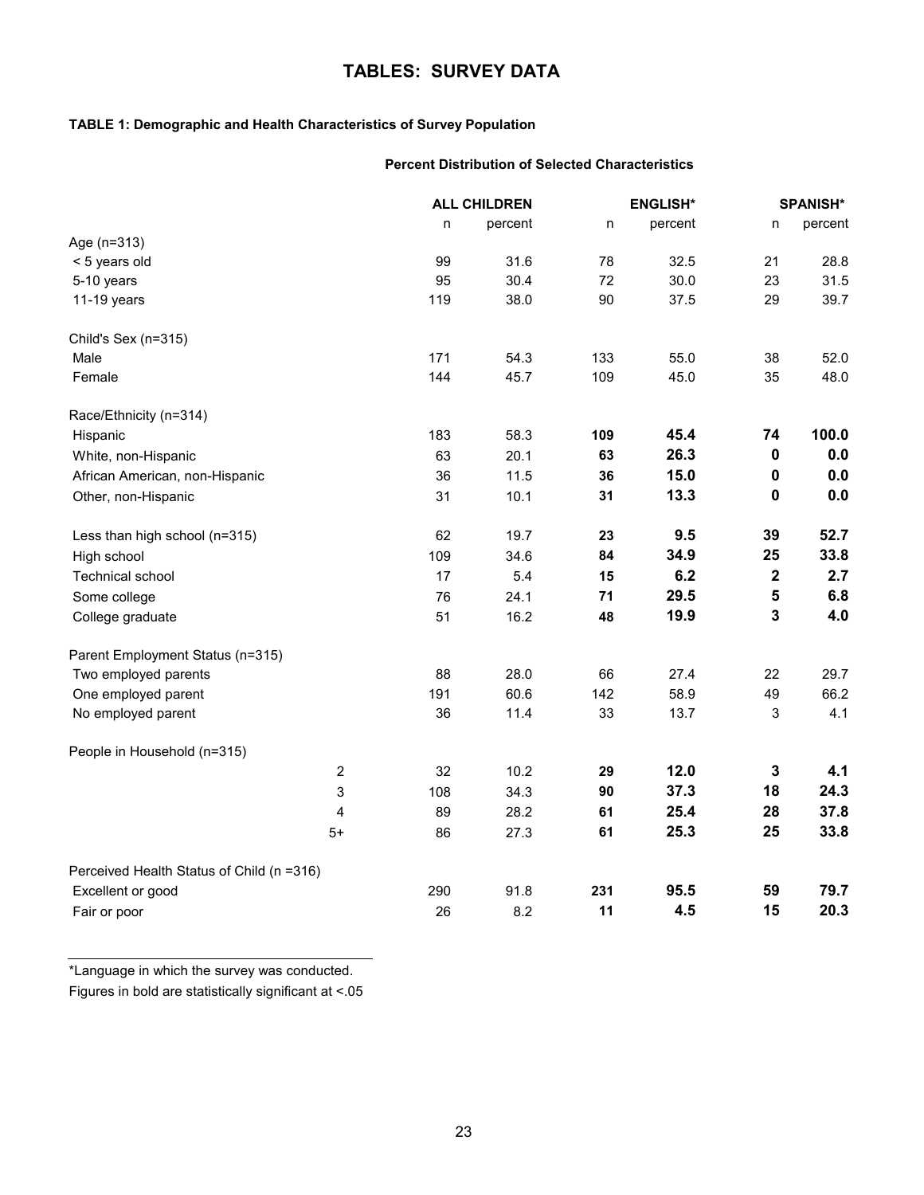# TABLES: SURVEY DATA

**TABLE 1: Demographic and Health Characteristics of Survey Population**

**Percent Distribution of Selected Characteristics**

| | ALL CHILDREN | | ENGLISH* | | SPANISH* | |
|---|---|---|---|---|---|---|
| | n | percent | n | percent | n | percent |
| Age (n=313) | | | | | | |
| < 5 years old | 99 | 31.6 | 78 | 32.5 | 21 | 28.8 |
| 5-10 years | 95 | 30.4 | 72 | 30.0 | 23 | 31.5 |
| 11-19 years | 119 | 38.0 | 90 | 37.5 | 29 | 39.7 |
| Child's Sex (n=315) | | | | | | |
| Male | 171 | 54.3 | 133 | 55.0 | 38 | 52.0 |
| Female | 144 | 45.7 | 109 | 45.0 | 35 | 48.0 |
| Race/Ethnicity (n=314) | | | | | | |
| Hispanic | 183 | 58.3 | **109** | **45.4** | **74** | **100.0** |
| White, non-Hispanic | 63 | 20.1 | **63** | **26.3** | **0** | **0.0** |
| African American, non-Hispanic | 36 | 11.5 | **36** | **15.0** | **0** | **0.0** |
| Other, non-Hispanic | 31 | 10.1 | **31** | **13.3** | **0** | **0.0** |
| Less than high school (n=315) | 62 | 19.7 | **23** | **9.5** | **39** | **52.7** |
| High school | 109 | 34.6 | **84** | **34.9** | **25** | **33.8** |
| Technical school | 17 | 5.4 | **15** | **6.2** | **2** | **2.7** |
| Some college | 76 | 24.1 | **71** | **29.5** | **5** | **6.8** |
| College graduate | 51 | 16.2 | **48** | **19.9** | **3** | **4.0** |
| Parent Employment Status (n=315) | | | | | | |
| Two employed parents | 88 | 28.0 | 66 | 27.4 | 22 | 29.7 |
| One employed parent | 191 | 60.6 | 142 | 58.9 | 49 | 66.2 |
| No employed parent | 36 | 11.4 | 33 | 13.7 | 3 | 4.1 |
| People in Household (n=315) | | | | | | |
| 2 | 32 | 10.2 | **29** | **12.0** | **3** | **4.1** |
| 3 | 108 | 34.3 | **90** | **37.3** | **18** | **24.3** |
| 4 | 89 | 28.2 | **61** | **25.4** | **28** | **37.8** |
| 5+ | 86 | 27.3 | **61** | **25.3** | **25** | **33.8** |
| Perceived Health Status of Child (n =316) | | | | | | |
| Excellent or good | 290 | 91.8 | **231** | **95.5** | **59** | **79.7** |
| Fair or poor | 26 | 8.2 | **11** | **4.5** | **15** | **20.3** |

*Language in which the survey was conducted.

Figures in bold are statistically significant at <.05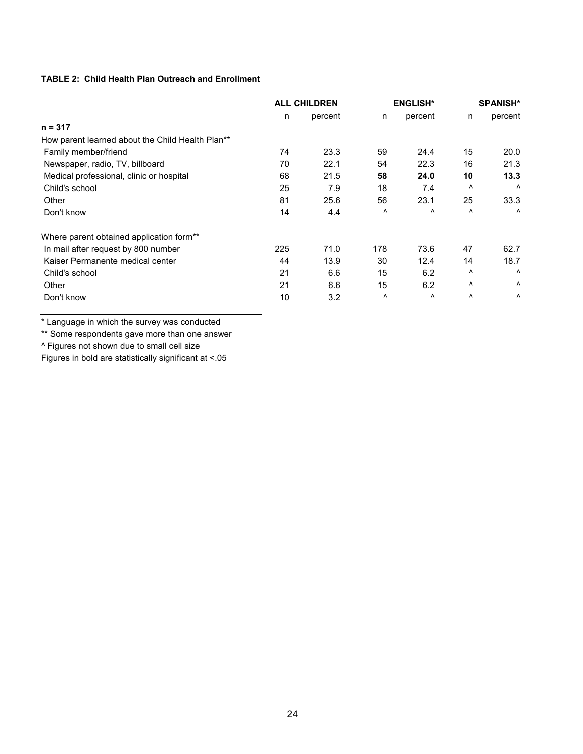**TABLE 2: Child Health Plan Outreach and Enrollment**

| | ALL CHILDREN | | ENGLISH* | | SPANISH* | |
|---|---|---|---|---|---|---|
| | n | percent | n | percent | n | percent |
| **n = 317** | | | | | | |
| How parent learned about the Child Health Plan** | | | | | | |
| Family member/friend | 74 | 23.3 | 59 | 24.4 | 15 | 20.0 |
| Newspaper, radio, TV, billboard | 70 | 22.1 | 54 | 22.3 | 16 | 21.3 |
| Medical professional, clinic or hospital | 68 | 21.5 | **58** | **24.0** | **10** | **13.3** |
| Child's school | 25 | 7.9 | 18 | 7.4 | ^ | ^ |
| Other | 81 | 25.6 | 56 | 23.1 | 25 | 33.3 |
| Don't know | 14 | 4.4 | ^ | ^ | ^ | ^ |
| | | | | | | |
| Where parent obtained application form** | | | | | | |
| In mail after request by 800 number | 225 | 71.0 | 178 | 73.6 | 47 | 62.7 |
| Kaiser Permanente medical center | 44 | 13.9 | 30 | 12.4 | 14 | 18.7 |
| Child's school | 21 | 6.6 | 15 | 6.2 | ^ | ^ |
| Other | 21 | 6.6 | 15 | 6.2 | ^ | ^ |
| Don't know | 10 | 3.2 | ^ | ^ | ^ | ^ |

\* Language in which the survey was conducted

** Some respondents gave more than one answer

^ Figures not shown due to small cell size

Figures in bold are statistically significant at <.05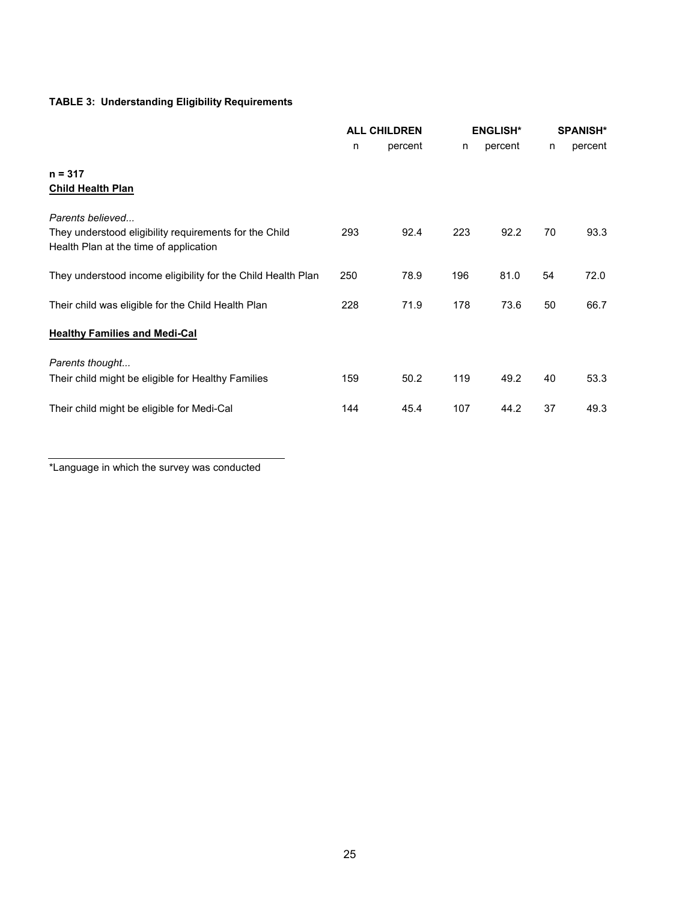**TABLE 3: Understanding Eligibility Requirements**

| | ALL CHILDREN | | ENGLISH* | | SPANISH* | |
|---|---|---|---|---|---|---|
| | n | percent | n | percent | n | percent |
| **n = 317** | | | | | | |
| **<u>Child Health Plan</u>** | | | | | | |
| *Parents believed...* | | | | | | |
| They understood eligibility requirements for the Child Health Plan at the time of application | 293 | 92.4 | 223 | 92.2 | 70 | 93.3 |
| They understood income eligibility for the Child Health Plan | 250 | 78.9 | 196 | 81.0 | 54 | 72.0 |
| Their child was eligible for the Child Health Plan | 228 | 71.9 | 178 | 73.6 | 50 | 66.7 |
| **<u>Healthy Families and Medi-Cal</u>** | | | | | | |
| *Parents thought...* | | | | | | |
| Their child might be eligible for Healthy Families | 159 | 50.2 | 119 | 49.2 | 40 | 53.3 |
| Their child might be eligible for Medi-Cal | 144 | 45.4 | 107 | 44.2 | 37 | 49.3 |

*Language in which the survey was conducted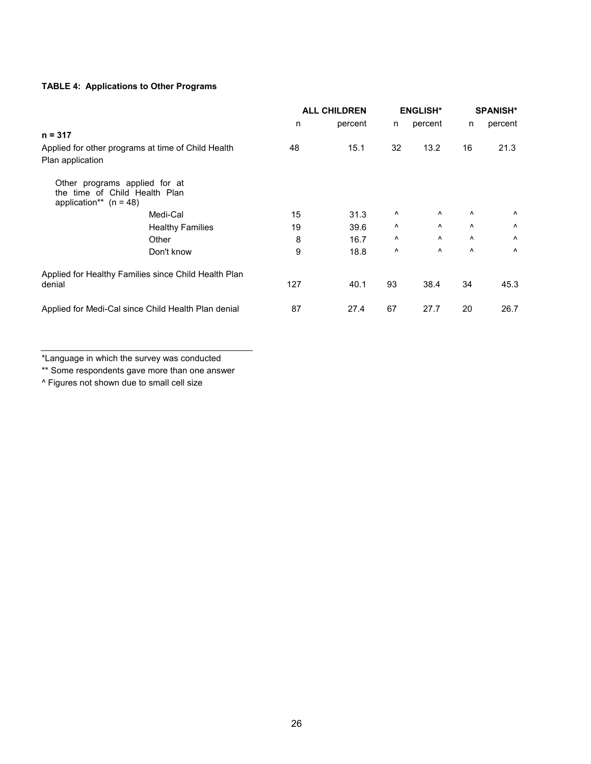**TABLE 4: Applications to Other Programs**

| | ALL CHILDREN | | ENGLISH* | | SPANISH* | |
|---|---|---|---|---|---|---|
| | n | percent | n | percent | n | percent |
| **n = 317** | | | | | | |
| Applied for other programs at time of Child Health Plan application | 48 | 15.1 | 32 | 13.2 | 16 | 21.3 |
| Other programs applied for at the time of Child Health Plan application** (n = 48) | | | | | | |
| Medi-Cal | 15 | 31.3 | ^ | ^ | ^ | ^ |
| Healthy Families | 19 | 39.6 | ^ | ^ | ^ | ^ |
| Other | 8 | 16.7 | ^ | ^ | ^ | ^ |
| Don't know | 9 | 18.8 | ^ | ^ | ^ | ^ |
| Applied for Healthy Families since Child Health Plan denial | 127 | 40.1 | 93 | 38.4 | 34 | 45.3 |
| Applied for Medi-Cal since Child Health Plan denial | 87 | 27.4 | 67 | 27.7 | 20 | 26.7 |

*Language in which the survey was conducted

** Some respondents gave more than one answer

^ Figures not shown due to small cell size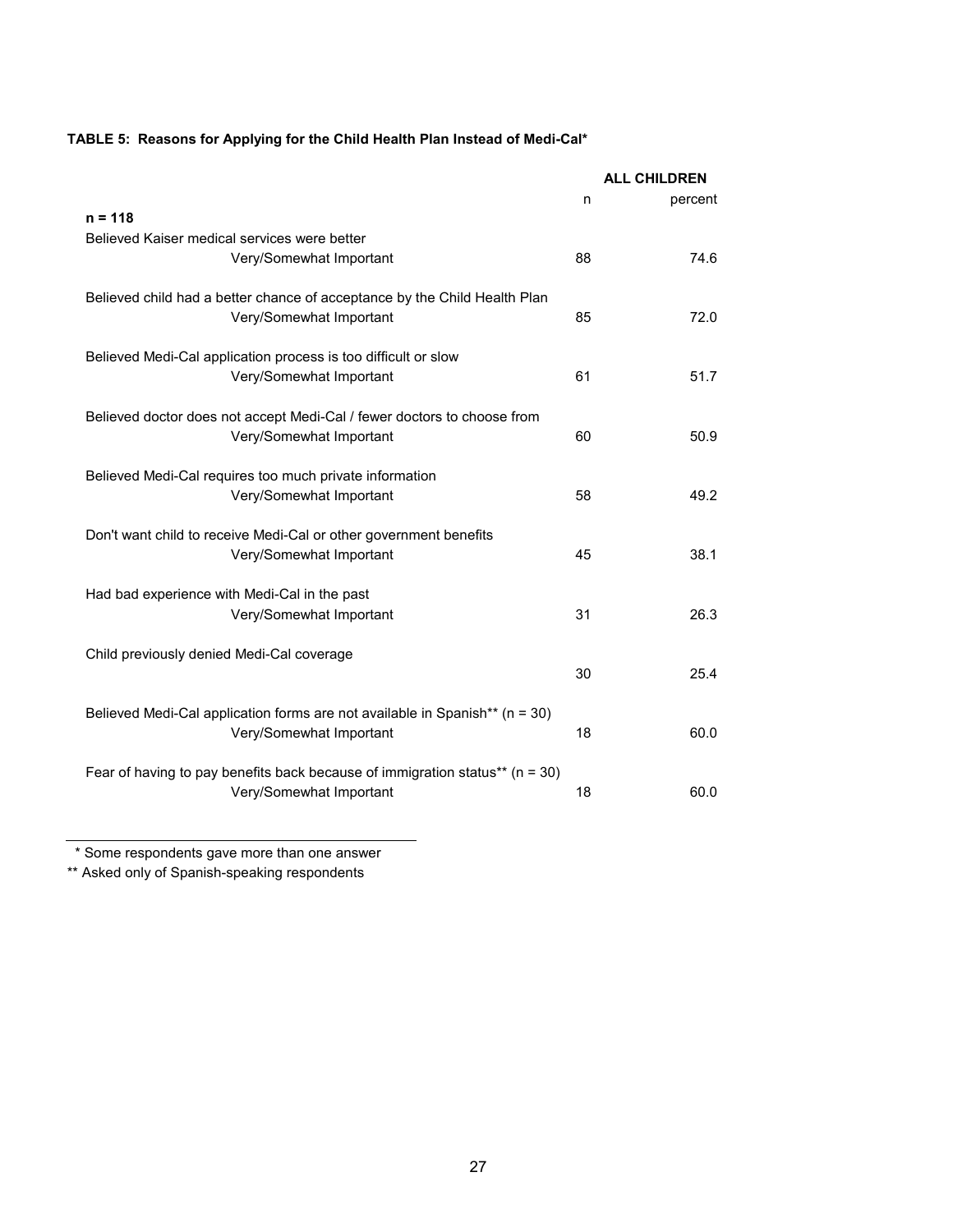**TABLE 5: Reasons for Applying for the Child Health Plan Instead of Medi-Cal***

| | ALL CHILDREN | |
|---|---|---|
| | n | percent |
| **n = 118** | | |
| Believed Kaiser medical services were better | | |
| Very/Somewhat Important | 88 | 74.6 |
| Believed child had a better chance of acceptance by the Child Health Plan | | |
| Very/Somewhat Important | 85 | 72.0 |
| Believed Medi-Cal application process is too difficult or slow | | |
| Very/Somewhat Important | 61 | 51.7 |
| Believed doctor does not accept Medi-Cal / fewer doctors to choose from | | |
| Very/Somewhat Important | 60 | 50.9 |
| Believed Medi-Cal requires too much private information | | |
| Very/Somewhat Important | 58 | 49.2 |
| Don't want child to receive Medi-Cal or other government benefits | | |
| Very/Somewhat Important | 45 | 38.1 |
| Had bad experience with Medi-Cal in the past | | |
| Very/Somewhat Important | 31 | 26.3 |
| Child previously denied Medi-Cal coverage | | |
| | 30 | 25.4 |
| Believed Medi-Cal application forms are not available in Spanish** (n = 30) | | |
| Very/Somewhat Important | 18 | 60.0 |
| Fear of having to pay benefits back because of immigration status** (n = 30) | | |
| Very/Somewhat Important | 18 | 60.0 |

\* Some respondents gave more than one answer

** Asked only of Spanish-speaking respondents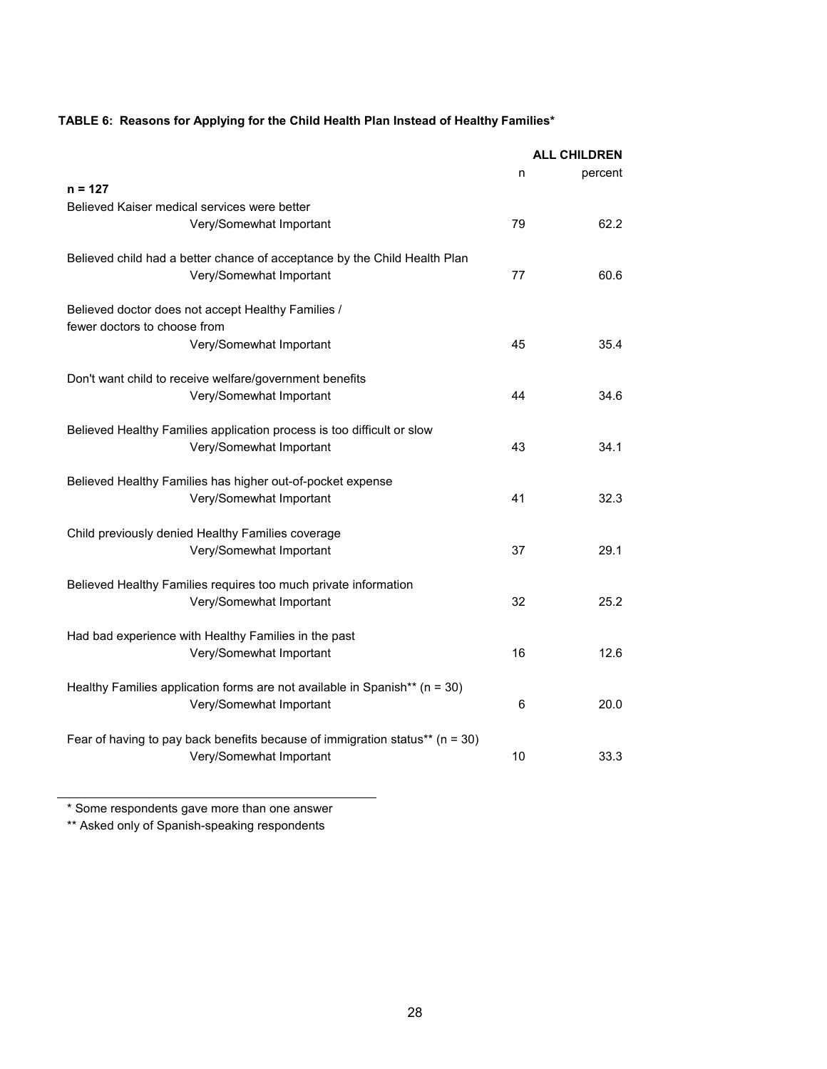**TABLE 6: Reasons for Applying for the Child Health Plan Instead of Healthy Families***

| | ALL CHILDREN | |
|---|---|---|
| | n | percent |
| **n = 127** | | |
| Believed Kaiser medical services were better | | |
| Very/Somewhat Important | 79 | 62.2 |
| Believed child had a better chance of acceptance by the Child Health Plan | | |
| Very/Somewhat Important | 77 | 60.6 |
| Believed doctor does not accept Healthy Families / fewer doctors to choose from | | |
| Very/Somewhat Important | 45 | 35.4 |
| Don't want child to receive welfare/government benefits | | |
| Very/Somewhat Important | 44 | 34.6 |
| Believed Healthy Families application process is too difficult or slow | | |
| Very/Somewhat Important | 43 | 34.1 |
| Believed Healthy Families has higher out-of-pocket expense | | |
| Very/Somewhat Important | 41 | 32.3 |
| Child previously denied Healthy Families coverage | | |
| Very/Somewhat Important | 37 | 29.1 |
| Believed Healthy Families requires too much private information | | |
| Very/Somewhat Important | 32 | 25.2 |
| Had bad experience with Healthy Families in the past | | |
| Very/Somewhat Important | 16 | 12.6 |
| Healthy Families application forms are not available in Spanish** (n = 30) | | |
| Very/Somewhat Important | 6 | 20.0 |
| Fear of having to pay back benefits because of immigration status** (n = 30) | | |
| Very/Somewhat Important | 10 | 33.3 |

\* Some respondents gave more than one answer

** Asked only of Spanish-speaking respondents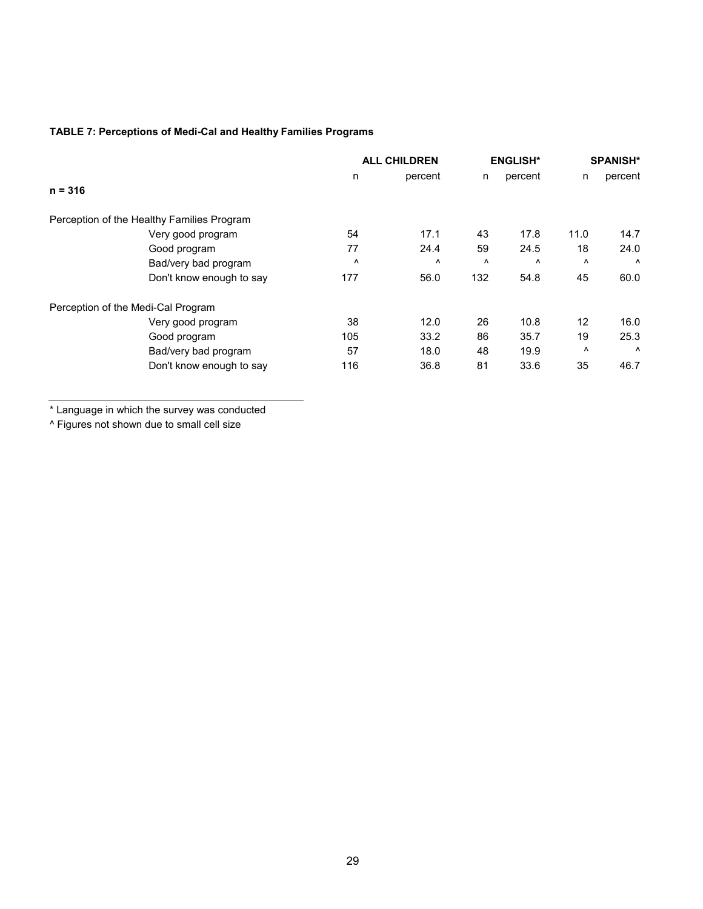**TABLE 7: Perceptions of Medi-Cal and Healthy Families Programs**

| | ALL CHILDREN | | ENGLISH* | | SPANISH* | |
|---|---|---|---|---|---|---|
| | n | percent | n | percent | n | percent |
| **n = 316** | | | | | | |
| Perception of the Healthy Families Program | | | | | | |
| Very good program | 54 | 17.1 | 43 | 17.8 | 11.0 | 14.7 |
| Good program | 77 | 24.4 | 59 | 24.5 | 18 | 24.0 |
| Bad/very bad program | ^ | ^ | ^ | ^ | ^ | ^ |
| Don't know enough to say | 177 | 56.0 | 132 | 54.8 | 45 | 60.0 |
| Perception of the Medi-Cal Program | | | | | | |
| Very good program | 38 | 12.0 | 26 | 10.8 | 12 | 16.0 |
| Good program | 105 | 33.2 | 86 | 35.7 | 19 | 25.3 |
| Bad/very bad program | 57 | 18.0 | 48 | 19.9 | ^ | ^ |
| Don't know enough to say | 116 | 36.8 | 81 | 33.6 | 35 | 46.7 |

* Language in which the survey was conducted

^ Figures not shown due to small cell size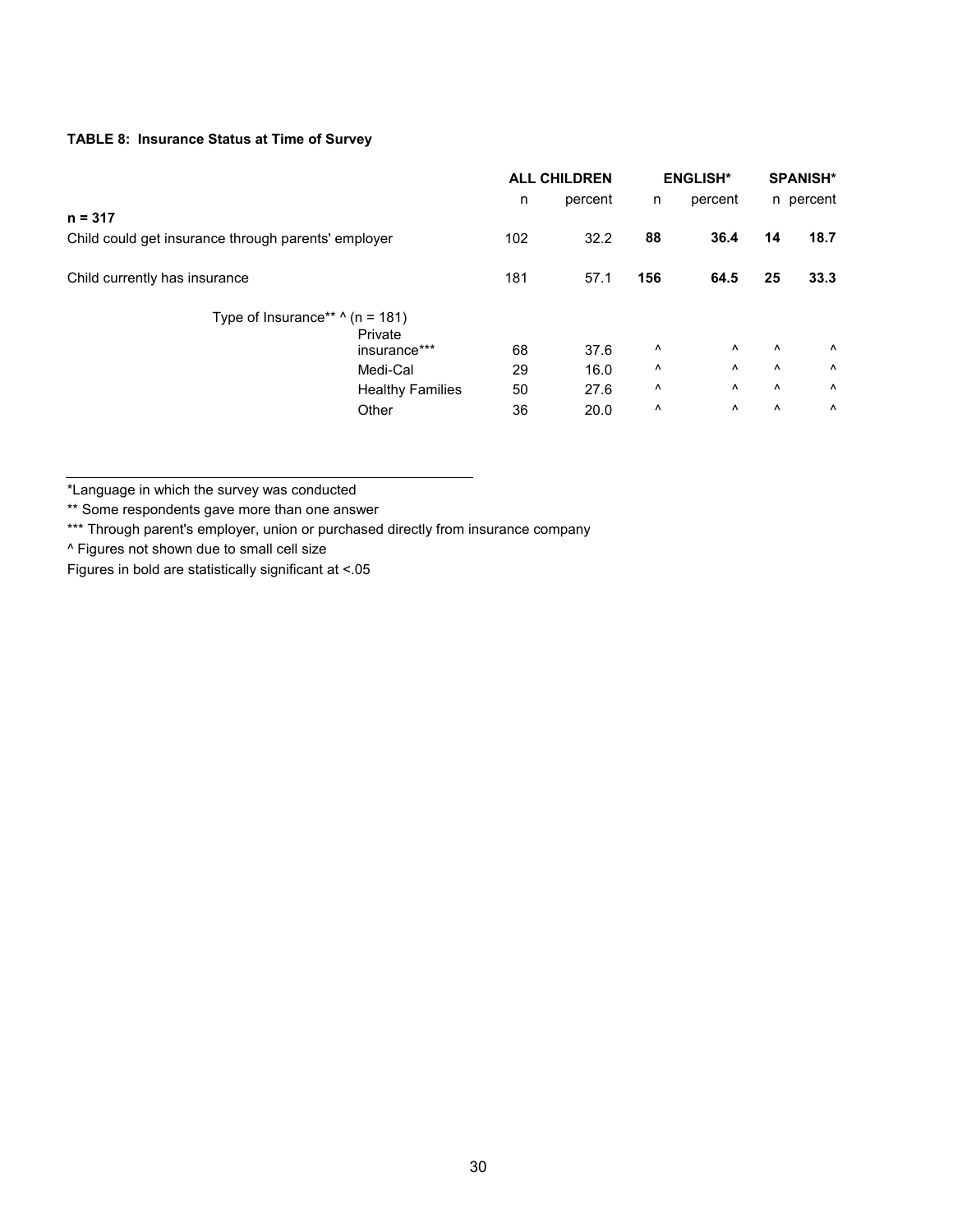**TABLE 8: Insurance Status at Time of Survey**

| | ALL CHILDREN | | ENGLISH* | | SPANISH* | |
|---|---|---|---|---|---|---|
| | n | percent | n | percent | n | percent |
| **n = 317** | | | | | | |
| Child could get insurance through parents' employer | 102 | 32.2 | **88** | **36.4** | **14** | **18.7** |
| Child currently has insurance | 181 | 57.1 | **156** | **64.5** | **25** | **33.3** |
| Type of Insurance** ^ (n = 181) | | | | | | |
| Private insurance*** | 68 | 37.6 | ^ | ^ | ^ | ^ |
| Medi-Cal | 29 | 16.0 | ^ | ^ | ^ | ^ |
| Healthy Families | 50 | 27.6 | ^ | ^ | ^ | ^ |
| Other | 36 | 20.0 | ^ | ^ | ^ | ^ |

*Language in which the survey was conducted

** Some respondents gave more than one answer

*** Through parent's employer, union or purchased directly from insurance company

^ Figures not shown due to small cell size

Figures in bold are statistically significant at <.05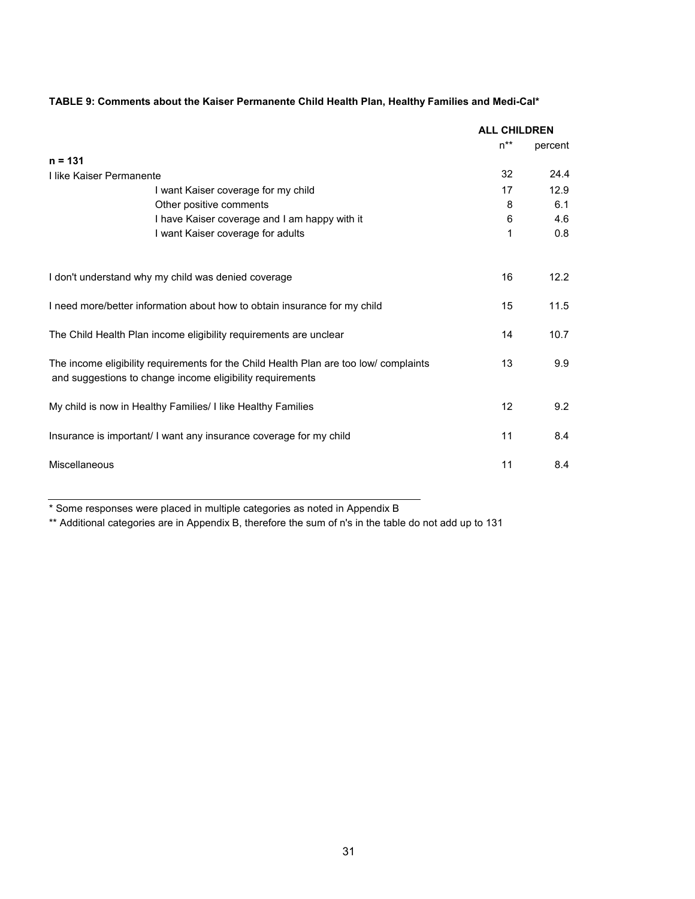**TABLE 9: Comments about the Kaiser Permanente Child Health Plan, Healthy Families and Medi-Cal***

| | ALL CHILDREN | |
|---|---|---|
| | n** | percent |
| **n = 131** | | |
| I like Kaiser Permanente | 32 | 24.4 |
| I want Kaiser coverage for my child | 17 | 12.9 |
| Other positive comments | 8 | 6.1 |
| I have Kaiser coverage and I am happy with it | 6 | 4.6 |
| I want Kaiser coverage for adults | 1 | 0.8 |
| I don't understand why my child was denied coverage | 16 | 12.2 |
| I need more/better information about how to obtain insurance for my child | 15 | 11.5 |
| The Child Health Plan income eligibility requirements are unclear | 14 | 10.7 |
| The income eligibility requirements for the Child Health Plan are too low/ complaints and suggestions to change income eligibility requirements | 13 | 9.9 |
| My child is now in Healthy Families/ I like Healthy Families | 12 | 9.2 |
| Insurance is important/ I want any insurance coverage for my child | 11 | 8.4 |
| Miscellaneous | 11 | 8.4 |

* Some responses were placed in multiple categories as noted in Appendix B

** Additional categories are in Appendix B, therefore the sum of n's in the table do not add up to 131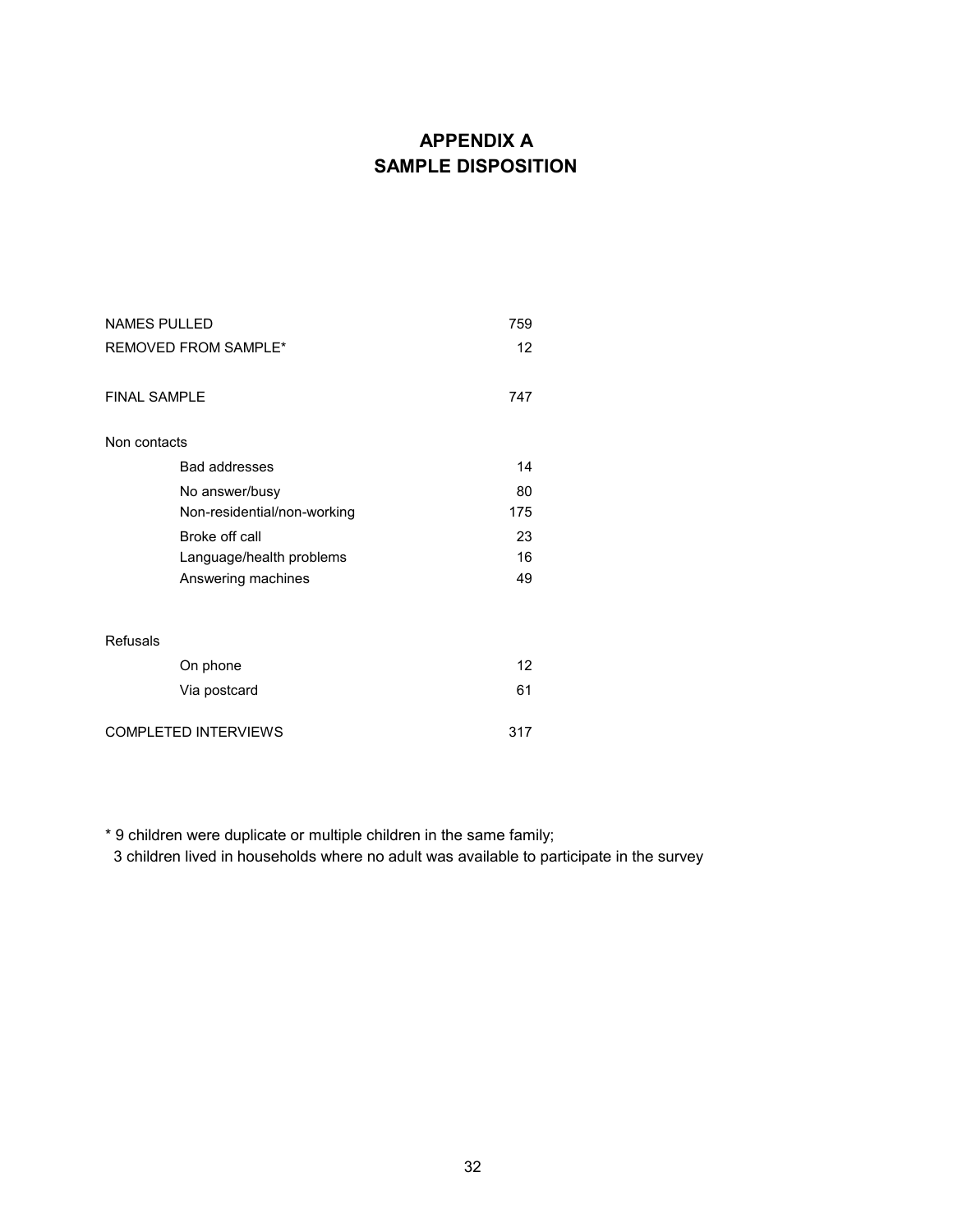# APPENDIX A
# SAMPLE DISPOSITION

| | |
|---|---:|
| NAMES PULLED | 759 |
| REMOVED FROM SAMPLE* | 12 |
| | |
| FINAL SAMPLE | 747 |
| | |
| Non contacts | |
| Bad addresses | 14 |
| No answer/busy | 80 |
| Non-residential/non-working | 175 |
| Broke off call | 23 |
| Language/health problems | 16 |
| Answering machines | 49 |
| | |
| Refusals | |
| On phone | 12 |
| Via postcard | 61 |
| | |
| COMPLETED INTERVIEWS | 317 |

* 9 children were duplicate or multiple children in the same family;
  3 children lived in households where no adult was available to participate in the survey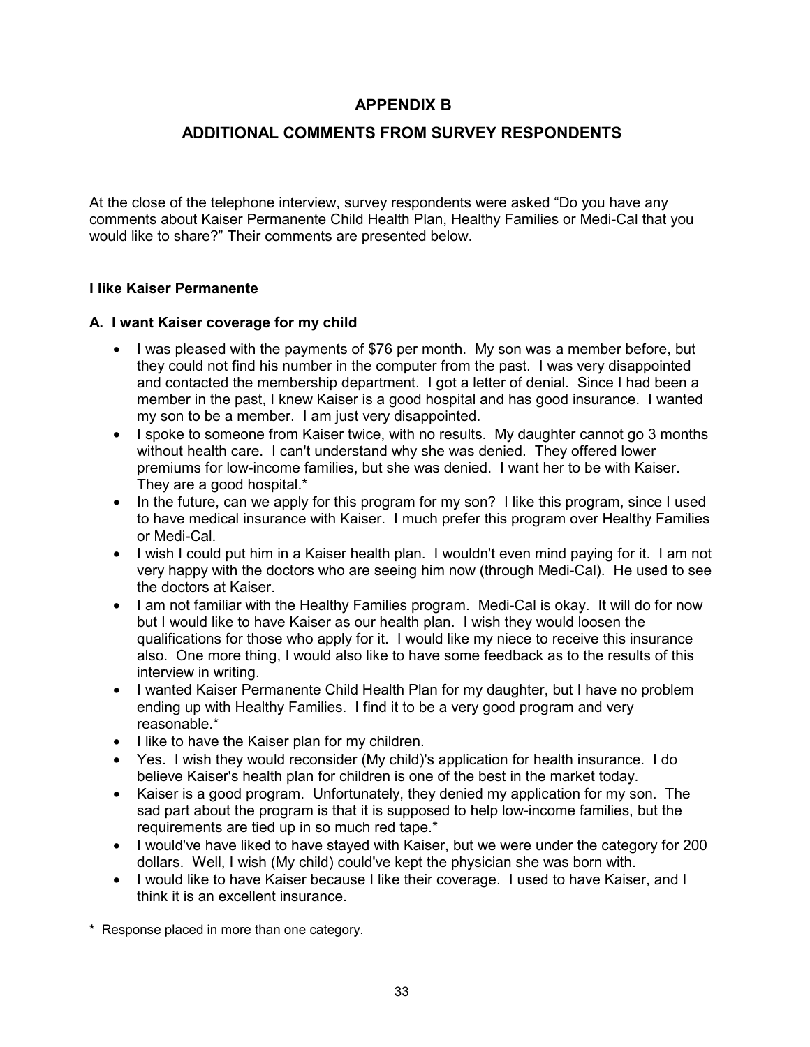# APPENDIX B

## ADDITIONAL COMMENTS FROM SURVEY RESPONDENTS

At the close of the telephone interview, survey respondents were asked "Do you have any comments about Kaiser Permanente Child Health Plan, Healthy Families or Medi-Cal that you would like to share?" Their comments are presented below.

### I like Kaiser Permanente

#### A. I want Kaiser coverage for my child

- I was pleased with the payments of $76 per month. My son was a member before, but they could not find his number in the computer from the past. I was very disappointed and contacted the membership department. I got a letter of denial. Since I had been a member in the past, I knew Kaiser is a good hospital and has good insurance. I wanted my son to be a member. I am just very disappointed.
- I spoke to someone from Kaiser twice, with no results. My daughter cannot go 3 months without health care. I can't understand why she was denied. They offered lower premiums for low-income families, but she was denied. I want her to be with Kaiser. They are a good hospital.*
- In the future, can we apply for this program for my son? I like this program, since I used to have medical insurance with Kaiser. I much prefer this program over Healthy Families or Medi-Cal.
- I wish I could put him in a Kaiser health plan. I wouldn't even mind paying for it. I am not very happy with the doctors who are seeing him now (through Medi-Cal). He used to see the doctors at Kaiser.
- I am not familiar with the Healthy Families program. Medi-Cal is okay. It will do for now but I would like to have Kaiser as our health plan. I wish they would loosen the qualifications for those who apply for it. I would like my niece to receive this insurance also. One more thing, I would also like to have some feedback as to the results of this interview in writing.
- I wanted Kaiser Permanente Child Health Plan for my daughter, but I have no problem ending up with Healthy Families. I find it to be a very good program and very reasonable.*
- I like to have the Kaiser plan for my children.
- Yes. I wish they would reconsider (My child)'s application for health insurance. I do believe Kaiser's health plan for children is one of the best in the market today.
- Kaiser is a good program. Unfortunately, they denied my application for my son. The sad part about the program is that it is supposed to help low-income families, but the requirements are tied up in so much red tape.*
- I would've have liked to have stayed with Kaiser, but we were under the category for 200 dollars. Well, I wish (My child) could've kept the physician she was born with.
- I would like to have Kaiser because I like their coverage. I used to have Kaiser, and I think it is an excellent insurance.

\* Response placed in more than one category.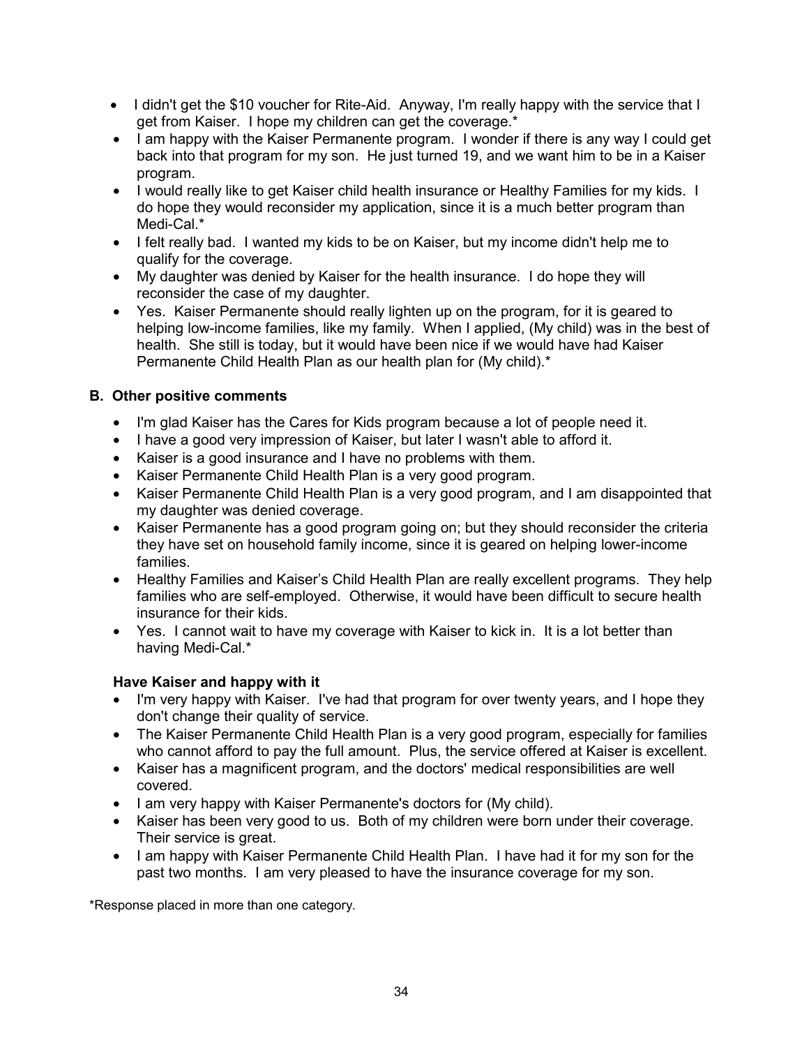- I didn't get the $10 voucher for Rite-Aid. Anyway, I'm really happy with the service that I get from Kaiser. I hope my children can get the coverage.*
- I am happy with the Kaiser Permanente program. I wonder if there is any way I could get back into that program for my son. He just turned 19, and we want him to be in a Kaiser program.
- I would really like to get Kaiser child health insurance or Healthy Families for my kids. I do hope they would reconsider my application, since it is a much better program than Medi-Cal.*
- I felt really bad. I wanted my kids to be on Kaiser, but my income didn't help me to qualify for the coverage.
- My daughter was denied by Kaiser for the health insurance. I do hope they will reconsider the case of my daughter.
- Yes. Kaiser Permanente should really lighten up on the program, for it is geared to helping low-income families, like my family. When I applied, (My child) was in the best of health. She still is today, but it would have been nice if we would have had Kaiser Permanente Child Health Plan as our health plan for (My child).*

### B. Other positive comments

- I'm glad Kaiser has the Cares for Kids program because a lot of people need it.
- I have a good very impression of Kaiser, but later I wasn't able to afford it.
- Kaiser is a good insurance and I have no problems with them.
- Kaiser Permanente Child Health Plan is a very good program.
- Kaiser Permanente Child Health Plan is a very good program, and I am disappointed that my daughter was denied coverage.
- Kaiser Permanente has a good program going on; but they should reconsider the criteria they have set on household family income, since it is geared on helping lower-income families.
- Healthy Families and Kaiser's Child Health Plan are really excellent programs. They help families who are self-employed. Otherwise, it would have been difficult to secure health insurance for their kids.
- Yes. I cannot wait to have my coverage with Kaiser to kick in. It is a lot better than having Medi-Cal.*

**Have Kaiser and happy with it**

- I'm very happy with Kaiser. I've had that program for over twenty years, and I hope they don't change their quality of service.
- The Kaiser Permanente Child Health Plan is a very good program, especially for families who cannot afford to pay the full amount. Plus, the service offered at Kaiser is excellent.
- Kaiser has a magnificent program, and the doctors' medical responsibilities are well covered.
- I am very happy with Kaiser Permanente's doctors for (My child).
- Kaiser has been very good to us. Both of my children were born under their coverage. Their service is great.
- I am happy with Kaiser Permanente Child Health Plan. I have had it for my son for the past two months. I am very pleased to have the insurance coverage for my son.

*Response placed in more than one category.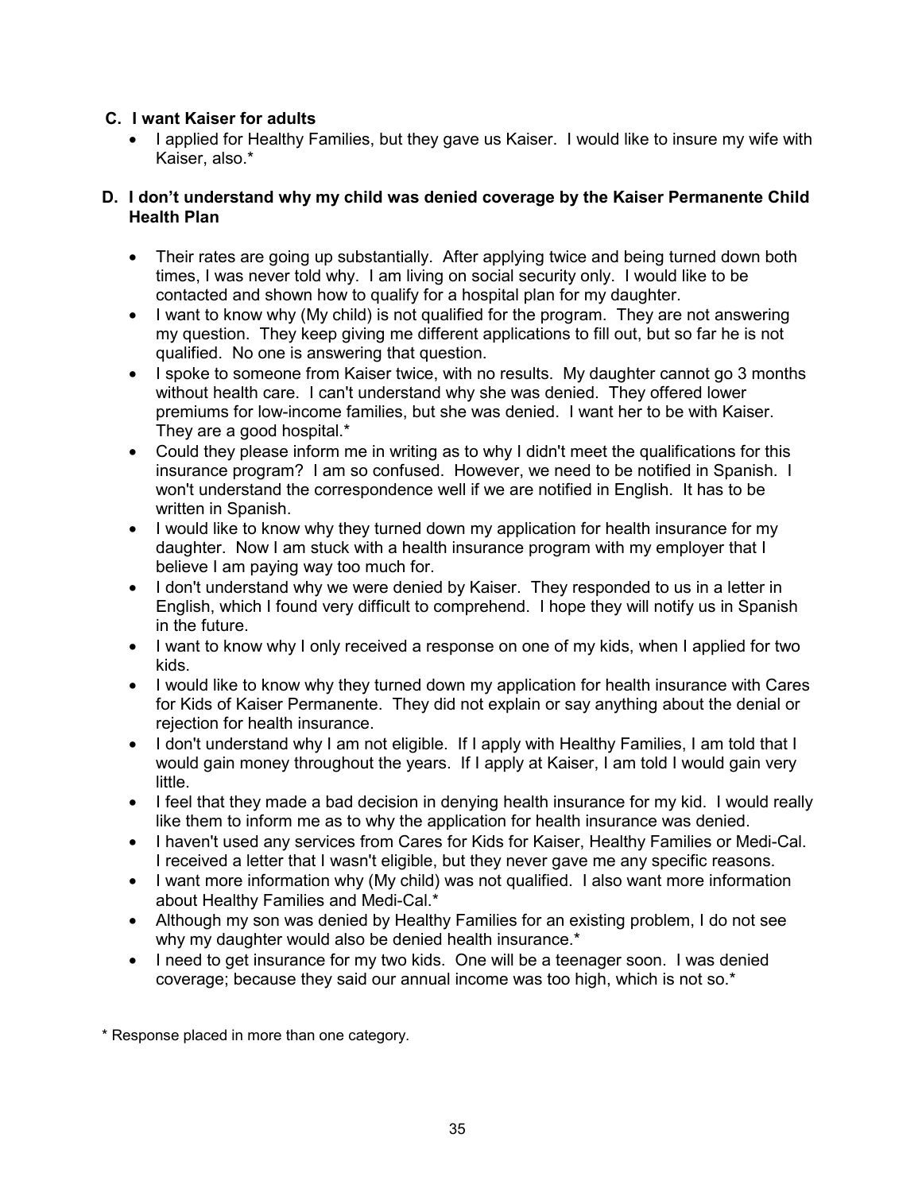**C. I want Kaiser for adults**

- I applied for Healthy Families, but they gave us Kaiser. I would like to insure my wife with Kaiser, also.*

**D. I don't understand why my child was denied coverage by the Kaiser Permanente Child Health Plan**

- Their rates are going up substantially. After applying twice and being turned down both times, I was never told why. I am living on social security only. I would like to be contacted and shown how to qualify for a hospital plan for my daughter.
- I want to know why (My child) is not qualified for the program. They are not answering my question. They keep giving me different applications to fill out, but so far he is not qualified. No one is answering that question.
- I spoke to someone from Kaiser twice, with no results. My daughter cannot go 3 months without health care. I can't understand why she was denied. They offered lower premiums for low-income families, but she was denied. I want her to be with Kaiser. They are a good hospital.*
- Could they please inform me in writing as to why I didn't meet the qualifications for this insurance program? I am so confused. However, we need to be notified in Spanish. I won't understand the correspondence well if we are notified in English. It has to be written in Spanish.
- I would like to know why they turned down my application for health insurance for my daughter. Now I am stuck with a health insurance program with my employer that I believe I am paying way too much for.
- I don't understand why we were denied by Kaiser. They responded to us in a letter in English, which I found very difficult to comprehend. I hope they will notify us in Spanish in the future.
- I want to know why I only received a response on one of my kids, when I applied for two kids.
- I would like to know why they turned down my application for health insurance with Cares for Kids of Kaiser Permanente. They did not explain or say anything about the denial or rejection for health insurance.
- I don't understand why I am not eligible. If I apply with Healthy Families, I am told that I would gain money throughout the years. If I apply at Kaiser, I am told I would gain very little.
- I feel that they made a bad decision in denying health insurance for my kid. I would really like them to inform me as to why the application for health insurance was denied.
- I haven't used any services from Cares for Kids for Kaiser, Healthy Families or Medi-Cal. I received a letter that I wasn't eligible, but they never gave me any specific reasons.
- I want more information why (My child) was not qualified. I also want more information about Healthy Families and Medi-Cal.*
- Although my son was denied by Healthy Families for an existing problem, I do not see why my daughter would also be denied health insurance.*
- I need to get insurance for my two kids. One will be a teenager soon. I was denied coverage; because they said our annual income was too high, which is not so.*

* Response placed in more than one category.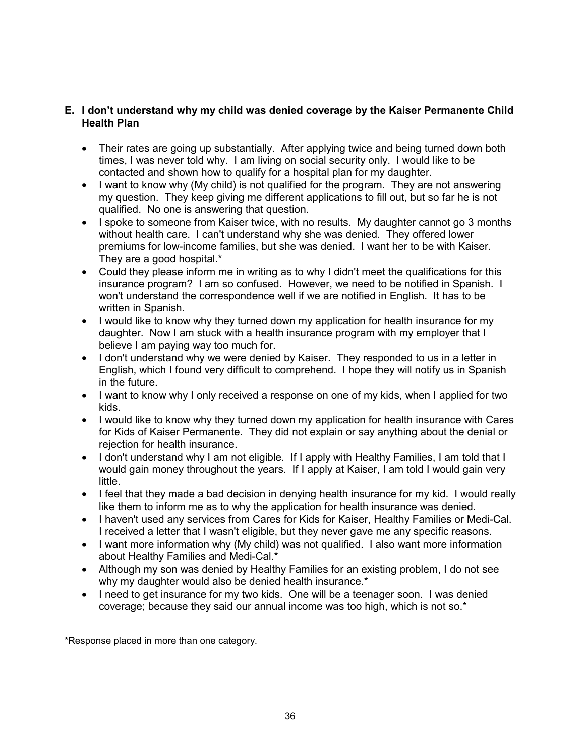**E. I don't understand why my child was denied coverage by the Kaiser Permanente Child Health Plan**

- Their rates are going up substantially. After applying twice and being turned down both times, I was never told why. I am living on social security only. I would like to be contacted and shown how to qualify for a hospital plan for my daughter.
- I want to know why (My child) is not qualified for the program. They are not answering my question. They keep giving me different applications to fill out, but so far he is not qualified. No one is answering that question.
- I spoke to someone from Kaiser twice, with no results. My daughter cannot go 3 months without health care. I can't understand why she was denied. They offered lower premiums for low-income families, but she was denied. I want her to be with Kaiser. They are a good hospital.*
- Could they please inform me in writing as to why I didn't meet the qualifications for this insurance program? I am so confused. However, we need to be notified in Spanish. I won't understand the correspondence well if we are notified in English. It has to be written in Spanish.
- I would like to know why they turned down my application for health insurance for my daughter. Now I am stuck with a health insurance program with my employer that I believe I am paying way too much for.
- I don't understand why we were denied by Kaiser. They responded to us in a letter in English, which I found very difficult to comprehend. I hope they will notify us in Spanish in the future.
- I want to know why I only received a response on one of my kids, when I applied for two kids.
- I would like to know why they turned down my application for health insurance with Cares for Kids of Kaiser Permanente. They did not explain or say anything about the denial or rejection for health insurance.
- I don't understand why I am not eligible. If I apply with Healthy Families, I am told that I would gain money throughout the years. If I apply at Kaiser, I am told I would gain very little.
- I feel that they made a bad decision in denying health insurance for my kid. I would really like them to inform me as to why the application for health insurance was denied.
- I haven't used any services from Cares for Kids for Kaiser, Healthy Families or Medi-Cal. I received a letter that I wasn't eligible, but they never gave me any specific reasons.
- I want more information why (My child) was not qualified. I also want more information about Healthy Families and Medi-Cal.*
- Although my son was denied by Healthy Families for an existing problem, I do not see why my daughter would also be denied health insurance.*
- I need to get insurance for my two kids. One will be a teenager soon. I was denied coverage; because they said our annual income was too high, which is not so.*

*Response placed in more than one category.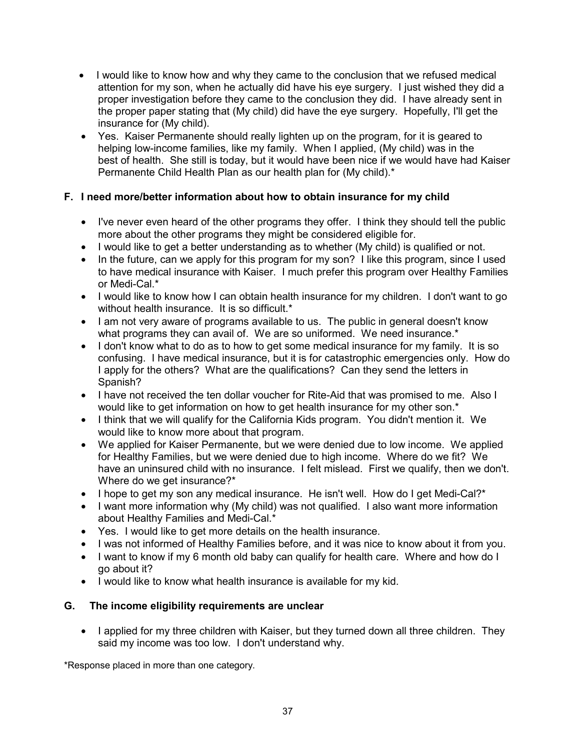- I would like to know how and why they came to the conclusion that we refused medical attention for my son, when he actually did have his eye surgery. I just wished they did a proper investigation before they came to the conclusion they did. I have already sent in the proper paper stating that (My child) did have the eye surgery. Hopefully, I'll get the insurance for (My child).
- Yes. Kaiser Permanente should really lighten up on the program, for it is geared to helping low-income families, like my family. When I applied, (My child) was in the best of health. She still is today, but it would have been nice if we would have had Kaiser Permanente Child Health Plan as our health plan for (My child).*

### F. I need more/better information about how to obtain insurance for my child

- I've never even heard of the other programs they offer. I think they should tell the public more about the other programs they might be considered eligible for.
- I would like to get a better understanding as to whether (My child) is qualified or not.
- In the future, can we apply for this program for my son? I like this program, since I used to have medical insurance with Kaiser. I much prefer this program over Healthy Families or Medi-Cal.*
- I would like to know how I can obtain health insurance for my children. I don't want to go without health insurance. It is so difficult.*
- I am not very aware of programs available to us. The public in general doesn't know what programs they can avail of. We are so uniformed. We need insurance.*
- I don't know what to do as to how to get some medical insurance for my family. It is so confusing. I have medical insurance, but it is for catastrophic emergencies only. How do I apply for the others? What are the qualifications? Can they send the letters in Spanish?
- I have not received the ten dollar voucher for Rite-Aid that was promised to me. Also I would like to get information on how to get health insurance for my other son.*
- I think that we will qualify for the California Kids program. You didn't mention it. We would like to know more about that program.
- We applied for Kaiser Permanente, but we were denied due to low income. We applied for Healthy Families, but we were denied due to high income. Where do we fit? We have an uninsured child with no insurance. I felt mislead. First we qualify, then we don't. Where do we get insurance?*
- I hope to get my son any medical insurance. He isn't well. How do I get Medi-Cal?*
- I want more information why (My child) was not qualified. I also want more information about Healthy Families and Medi-Cal.*
- Yes. I would like to get more details on the health insurance.
- I was not informed of Healthy Families before, and it was nice to know about it from you.
- I want to know if my 6 month old baby can qualify for health care. Where and how do I go about it?
- I would like to know what health insurance is available for my kid.

### G. The income eligibility requirements are unclear

- I applied for my three children with Kaiser, but they turned down all three children. They said my income was too low. I don't understand why.

*Response placed in more than one category.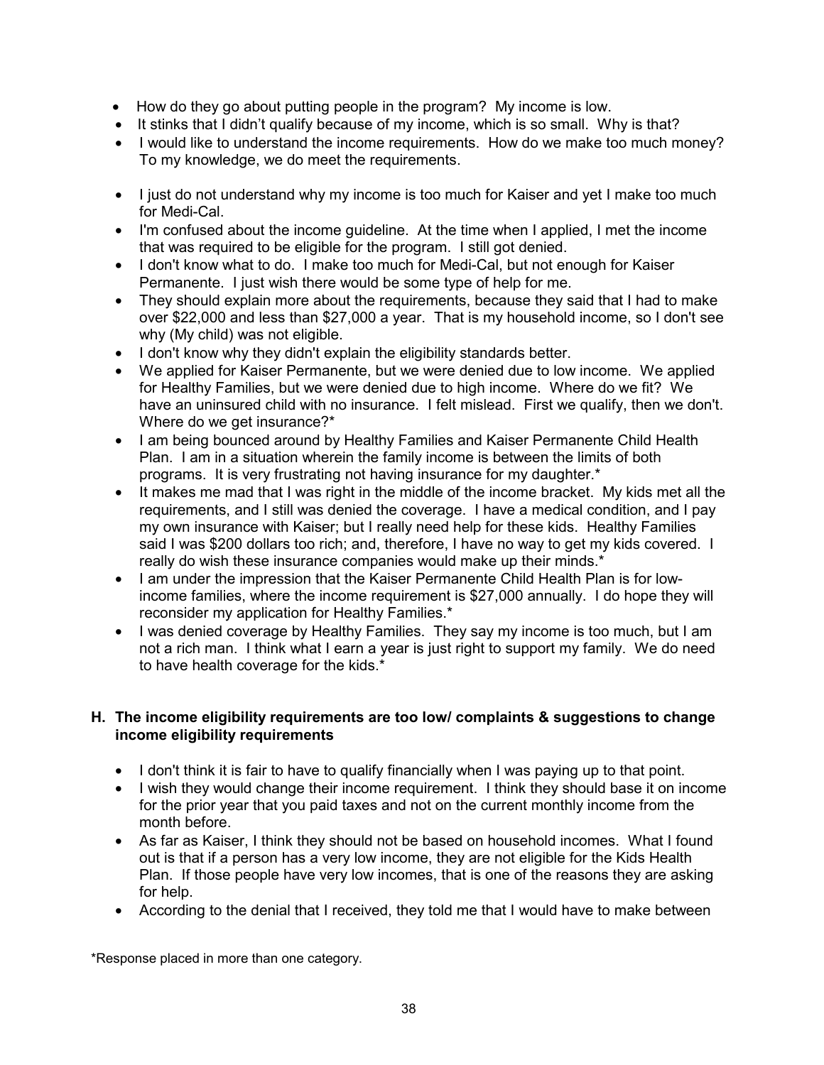- How do they go about putting people in the program? My income is low.
- It stinks that I didn't qualify because of my income, which is so small. Why is that?
- I would like to understand the income requirements. How do we make too much money? To my knowledge, we do meet the requirements.

- I just do not understand why my income is too much for Kaiser and yet I make too much for Medi-Cal.
- I'm confused about the income guideline. At the time when I applied, I met the income that was required to be eligible for the program. I still got denied.
- I don't know what to do. I make too much for Medi-Cal, but not enough for Kaiser Permanente. I just wish there would be some type of help for me.
- They should explain more about the requirements, because they said that I had to make over $22,000 and less than $27,000 a year. That is my household income, so I don't see why (My child) was not eligible.
- I don't know why they didn't explain the eligibility standards better.
- We applied for Kaiser Permanente, but we were denied due to low income. We applied for Healthy Families, but we were denied due to high income. Where do we fit? We have an uninsured child with no insurance. I felt mislead. First we qualify, then we don't. Where do we get insurance?*
- I am being bounced around by Healthy Families and Kaiser Permanente Child Health Plan. I am in a situation wherein the family income is between the limits of both programs. It is very frustrating not having insurance for my daughter.*
- It makes me mad that I was right in the middle of the income bracket. My kids met all the requirements, and I still was denied the coverage. I have a medical condition, and I pay my own insurance with Kaiser; but I really need help for these kids. Healthy Families said I was $200 dollars too rich; and, therefore, I have no way to get my kids covered. I really do wish these insurance companies would make up their minds.*
- I am under the impression that the Kaiser Permanente Child Health Plan is for low-income families, where the income requirement is $27,000 annually. I do hope they will reconsider my application for Healthy Families.*
- I was denied coverage by Healthy Families. They say my income is too much, but I am not a rich man. I think what I earn a year is just right to support my family. We do need to have health coverage for the kids.*

### H. The income eligibility requirements are too low/ complaints & suggestions to change income eligibility requirements

- I don't think it is fair to have to qualify financially when I was paying up to that point.
- I wish they would change their income requirement. I think they should base it on income for the prior year that you paid taxes and not on the current monthly income from the month before.
- As far as Kaiser, I think they should not be based on household incomes. What I found out is that if a person has a very low income, they are not eligible for the Kids Health Plan. If those people have very low incomes, that is one of the reasons they are asking for help.
- According to the denial that I received, they told me that I would have to make between

*Response placed in more than one category.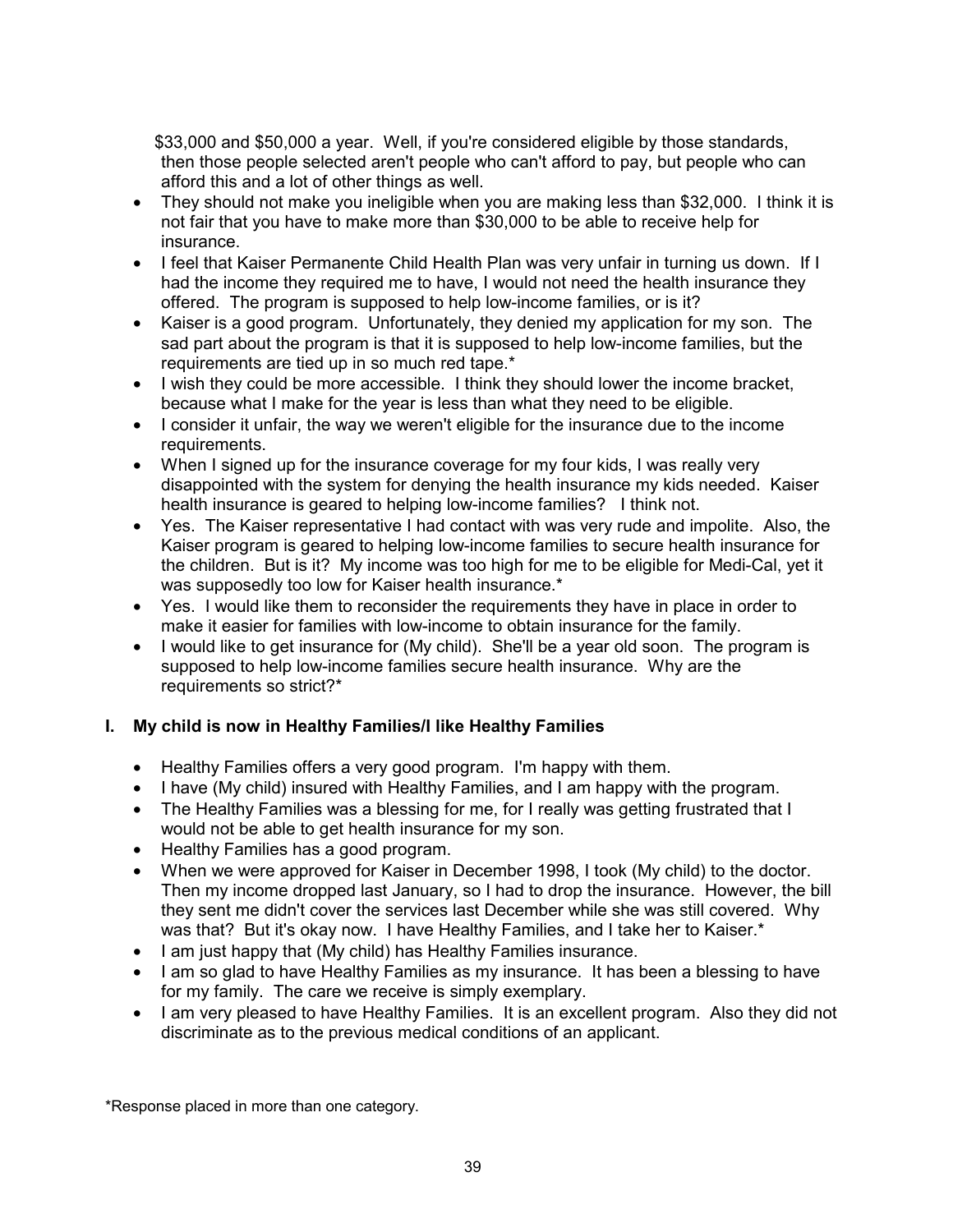$33,000 and $50,000 a year. Well, if you're considered eligible by those standards, then those people selected aren't people who can't afford to pay, but people who can afford this and a lot of other things as well.

- They should not make you ineligible when you are making less than $32,000. I think it is not fair that you have to make more than $30,000 to be able to receive help for insurance.
- I feel that Kaiser Permanente Child Health Plan was very unfair in turning us down. If I had the income they required me to have, I would not need the health insurance they offered. The program is supposed to help low-income families, or is it?
- Kaiser is a good program. Unfortunately, they denied my application for my son. The sad part about the program is that it is supposed to help low-income families, but the requirements are tied up in so much red tape.*
- I wish they could be more accessible. I think they should lower the income bracket, because what I make for the year is less than what they need to be eligible.
- I consider it unfair, the way we weren't eligible for the insurance due to the income requirements.
- When I signed up for the insurance coverage for my four kids, I was really very disappointed with the system for denying the health insurance my kids needed. Kaiser health insurance is geared to helping low-income families? I think not.
- Yes. The Kaiser representative I had contact with was very rude and impolite. Also, the Kaiser program is geared to helping low-income families to secure health insurance for the children. But is it? My income was too high for me to be eligible for Medi-Cal, yet it was supposedly too low for Kaiser health insurance.*
- Yes. I would like them to reconsider the requirements they have in place in order to make it easier for families with low-income to obtain insurance for the family.
- I would like to get insurance for (My child). She'll be a year old soon. The program is supposed to help low-income families secure health insurance. Why are the requirements so strict?*

## I. My child is now in Healthy Families/I like Healthy Families

- Healthy Families offers a very good program. I'm happy with them.
- I have (My child) insured with Healthy Families, and I am happy with the program.
- The Healthy Families was a blessing for me, for I really was getting frustrated that I would not be able to get health insurance for my son.
- Healthy Families has a good program.
- When we were approved for Kaiser in December 1998, I took (My child) to the doctor. Then my income dropped last January, so I had to drop the insurance. However, the bill they sent me didn't cover the services last December while she was still covered. Why was that? But it's okay now. I have Healthy Families, and I take her to Kaiser.*
- I am just happy that (My child) has Healthy Families insurance.
- I am so glad to have Healthy Families as my insurance. It has been a blessing to have for my family. The care we receive is simply exemplary.
- I am very pleased to have Healthy Families. It is an excellent program. Also they did not discriminate as to the previous medical conditions of an applicant.

*Response placed in more than one category.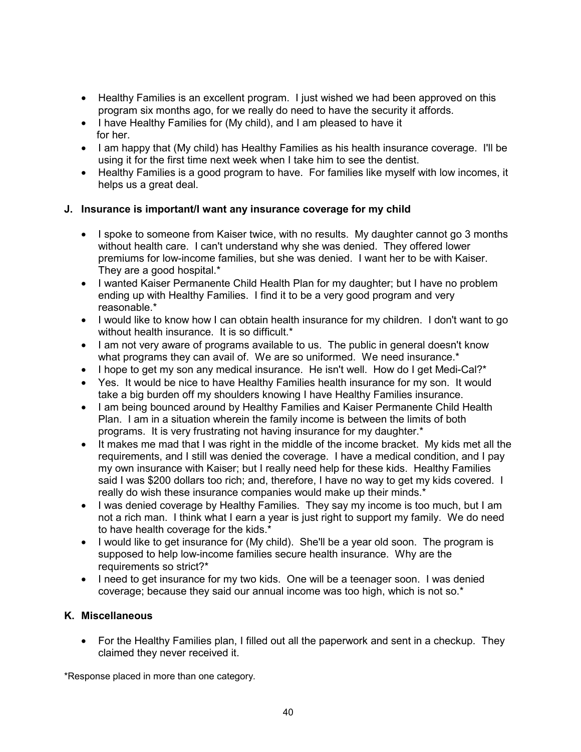- Healthy Families is an excellent program. I just wished we had been approved on this program six months ago, for we really do need to have the security it affords.
- I have Healthy Families for (My child), and I am pleased to have it for her.
- I am happy that (My child) has Healthy Families as his health insurance coverage. I'll be using it for the first time next week when I take him to see the dentist.
- Healthy Families is a good program to have. For families like myself with low incomes, it helps us a great deal.

### J. Insurance is important/I want any insurance coverage for my child

- I spoke to someone from Kaiser twice, with no results. My daughter cannot go 3 months without health care. I can't understand why she was denied. They offered lower premiums for low-income families, but she was denied. I want her to be with Kaiser. They are a good hospital.*
- I wanted Kaiser Permanente Child Health Plan for my daughter; but I have no problem ending up with Healthy Families. I find it to be a very good program and very reasonable.*
- I would like to know how I can obtain health insurance for my children. I don't want to go without health insurance. It is so difficult.*
- I am not very aware of programs available to us. The public in general doesn't know what programs they can avail of. We are so uniformed. We need insurance.*
- I hope to get my son any medical insurance. He isn't well. How do I get Medi-Cal?*
- Yes. It would be nice to have Healthy Families health insurance for my son. It would take a big burden off my shoulders knowing I have Healthy Families insurance.
- I am being bounced around by Healthy Families and Kaiser Permanente Child Health Plan. I am in a situation wherein the family income is between the limits of both programs. It is very frustrating not having insurance for my daughter.*
- It makes me mad that I was right in the middle of the income bracket. My kids met all the requirements, and I still was denied the coverage. I have a medical condition, and I pay my own insurance with Kaiser; but I really need help for these kids. Healthy Families said I was $200 dollars too rich; and, therefore, I have no way to get my kids covered. I really do wish these insurance companies would make up their minds.*
- I was denied coverage by Healthy Families. They say my income is too much, but I am not a rich man. I think what I earn a year is just right to support my family. We do need to have health coverage for the kids.*
- I would like to get insurance for (My child). She'll be a year old soon. The program is supposed to help low-income families secure health insurance. Why are the requirements so strict?*
- I need to get insurance for my two kids. One will be a teenager soon. I was denied coverage; because they said our annual income was too high, which is not so.*

### K. Miscellaneous

- For the Healthy Families plan, I filled out all the paperwork and sent in a checkup. They claimed they never received it.

*Response placed in more than one category.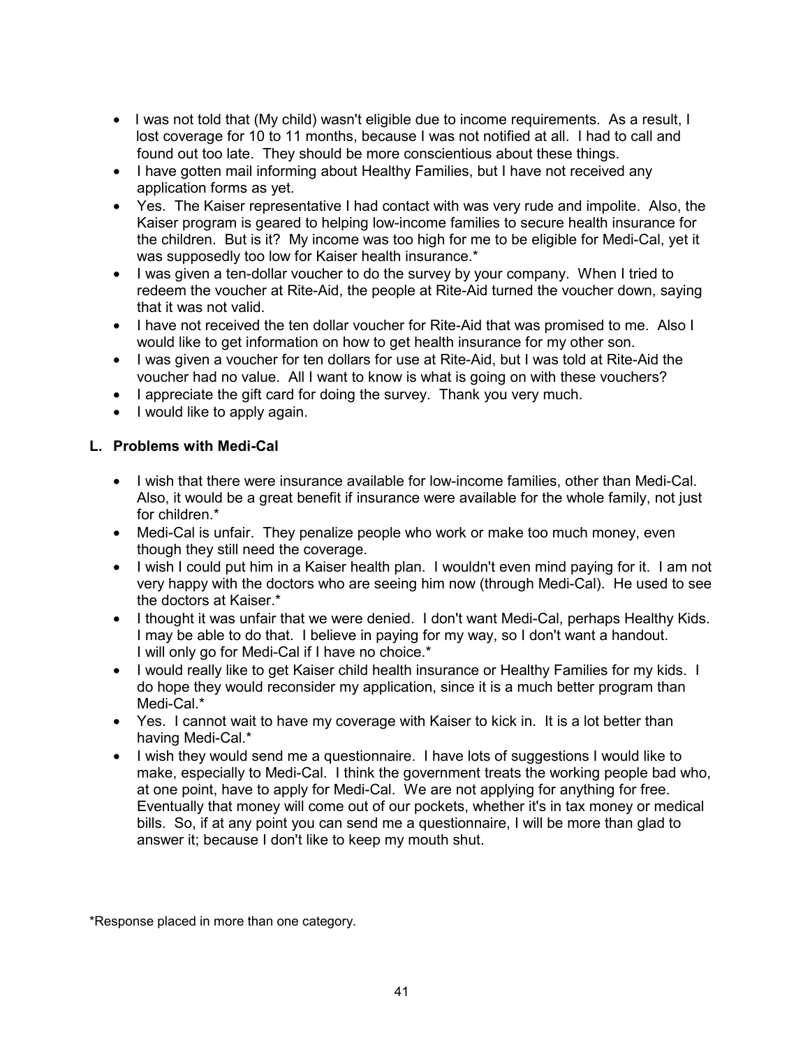- I was not told that (My child) wasn't eligible due to income requirements. As a result, I lost coverage for 10 to 11 months, because I was not notified at all. I had to call and found out too late. They should be more conscientious about these things.
- I have gotten mail informing about Healthy Families, but I have not received any application forms as yet.
- Yes. The Kaiser representative I had contact with was very rude and impolite. Also, the Kaiser program is geared to helping low-income families to secure health insurance for the children. But is it? My income was too high for me to be eligible for Medi-Cal, yet it was supposedly too low for Kaiser health insurance.*
- I was given a ten-dollar voucher to do the survey by your company. When I tried to redeem the voucher at Rite-Aid, the people at Rite-Aid turned the voucher down, saying that it was not valid.
- I have not received the ten dollar voucher for Rite-Aid that was promised to me. Also I would like to get information on how to get health insurance for my other son.
- I was given a voucher for ten dollars for use at Rite-Aid, but I was told at Rite-Aid the voucher had no value. All I want to know is what is going on with these vouchers?
- I appreciate the gift card for doing the survey. Thank you very much.
- I would like to apply again.

## L. Problems with Medi-Cal

- I wish that there were insurance available for low-income families, other than Medi-Cal. Also, it would be a great benefit if insurance were available for the whole family, not just for children.*
- Medi-Cal is unfair. They penalize people who work or make too much money, even though they still need the coverage.
- I wish I could put him in a Kaiser health plan. I wouldn't even mind paying for it. I am not very happy with the doctors who are seeing him now (through Medi-Cal). He used to see the doctors at Kaiser.*
- I thought it was unfair that we were denied. I don't want Medi-Cal, perhaps Healthy Kids. I may be able to do that. I believe in paying for my way, so I don't want a handout. I will only go for Medi-Cal if I have no choice.*
- I would really like to get Kaiser child health insurance or Healthy Families for my kids. I do hope they would reconsider my application, since it is a much better program than Medi-Cal.*
- Yes. I cannot wait to have my coverage with Kaiser to kick in. It is a lot better than having Medi-Cal.*
- I wish they would send me a questionnaire. I have lots of suggestions I would like to make, especially to Medi-Cal. I think the government treats the working people bad who, at one point, have to apply for Medi-Cal. We are not applying for anything for free. Eventually that money will come out of our pockets, whether it's in tax money or medical bills. So, if at any point you can send me a questionnaire, I will be more than glad to answer it; because I don't like to keep my mouth shut.

*Response placed in more than one category.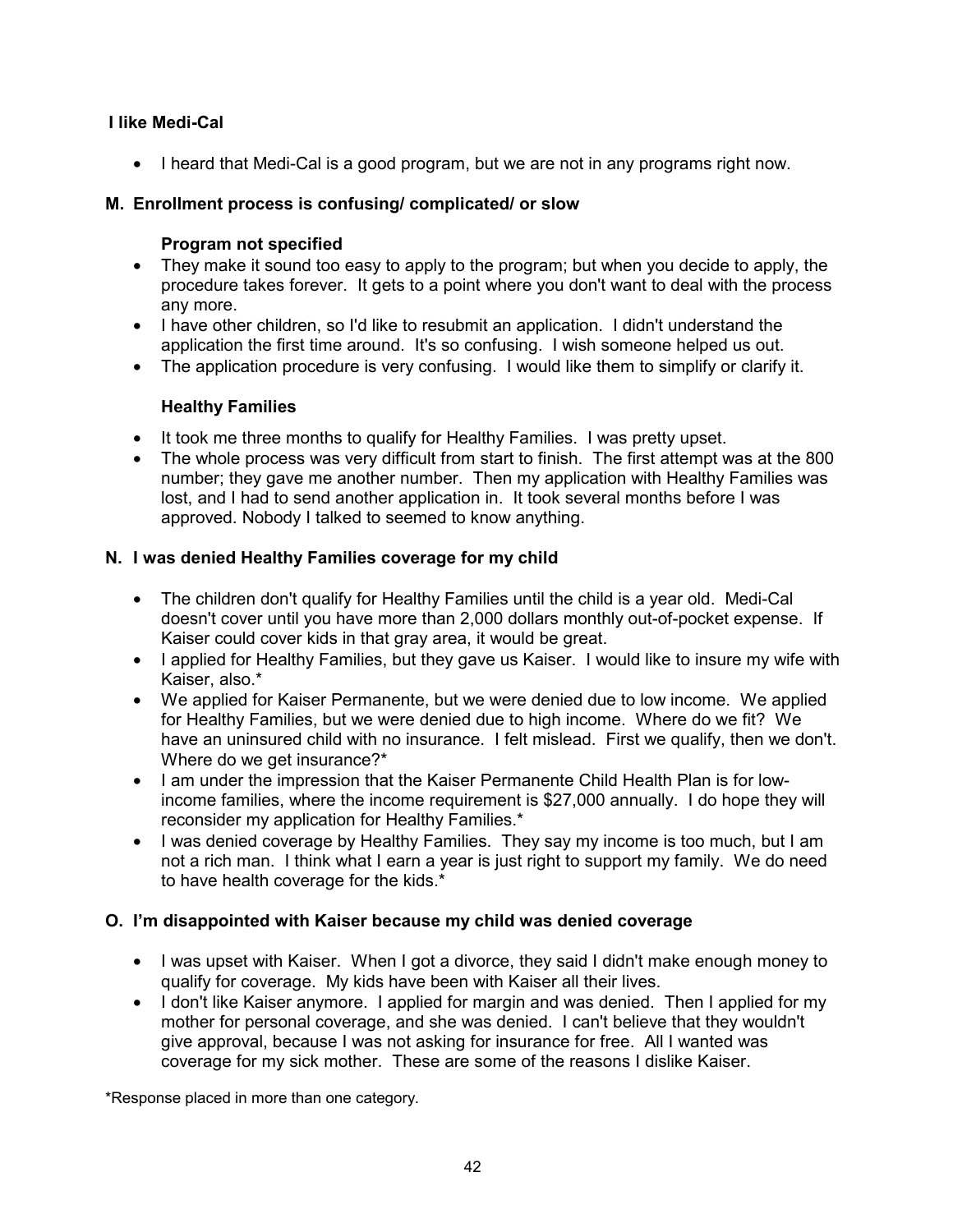**I like Medi-Cal**

- I heard that Medi-Cal is a good program, but we are not in any programs right now.

## M. Enrollment process is confusing/ complicated/ or slow

### Program not specified

- They make it sound too easy to apply to the program; but when you decide to apply, the procedure takes forever. It gets to a point where you don't want to deal with the process any more.
- I have other children, so I'd like to resubmit an application. I didn't understand the application the first time around. It's so confusing. I wish someone helped us out.
- The application procedure is very confusing. I would like them to simplify or clarify it.

### Healthy Families

- It took me three months to qualify for Healthy Families. I was pretty upset.
- The whole process was very difficult from start to finish. The first attempt was at the 800 number; they gave me another number. Then my application with Healthy Families was lost, and I had to send another application in. It took several months before I was approved. Nobody I talked to seemed to know anything.

## N. I was denied Healthy Families coverage for my child

- The children don't qualify for Healthy Families until the child is a year old. Medi-Cal doesn't cover until you have more than 2,000 dollars monthly out-of-pocket expense. If Kaiser could cover kids in that gray area, it would be great.
- I applied for Healthy Families, but they gave us Kaiser. I would like to insure my wife with Kaiser, also.*
- We applied for Kaiser Permanente, but we were denied due to low income. We applied for Healthy Families, but we were denied due to high income. Where do we fit? We have an uninsured child with no insurance. I felt mislead. First we qualify, then we don't. Where do we get insurance?*
- I am under the impression that the Kaiser Permanente Child Health Plan is for low-income families, where the income requirement is $27,000 annually. I do hope they will reconsider my application for Healthy Families.*
- I was denied coverage by Healthy Families. They say my income is too much, but I am not a rich man. I think what I earn a year is just right to support my family. We do need to have health coverage for the kids.*

## O. I'm disappointed with Kaiser because my child was denied coverage

- I was upset with Kaiser. When I got a divorce, they said I didn't make enough money to qualify for coverage. My kids have been with Kaiser all their lives.
- I don't like Kaiser anymore. I applied for margin and was denied. Then I applied for my mother for personal coverage, and she was denied. I can't believe that they wouldn't give approval, because I was not asking for insurance for free. All I wanted was coverage for my sick mother. These are some of the reasons I dislike Kaiser.

*Response placed in more than one category.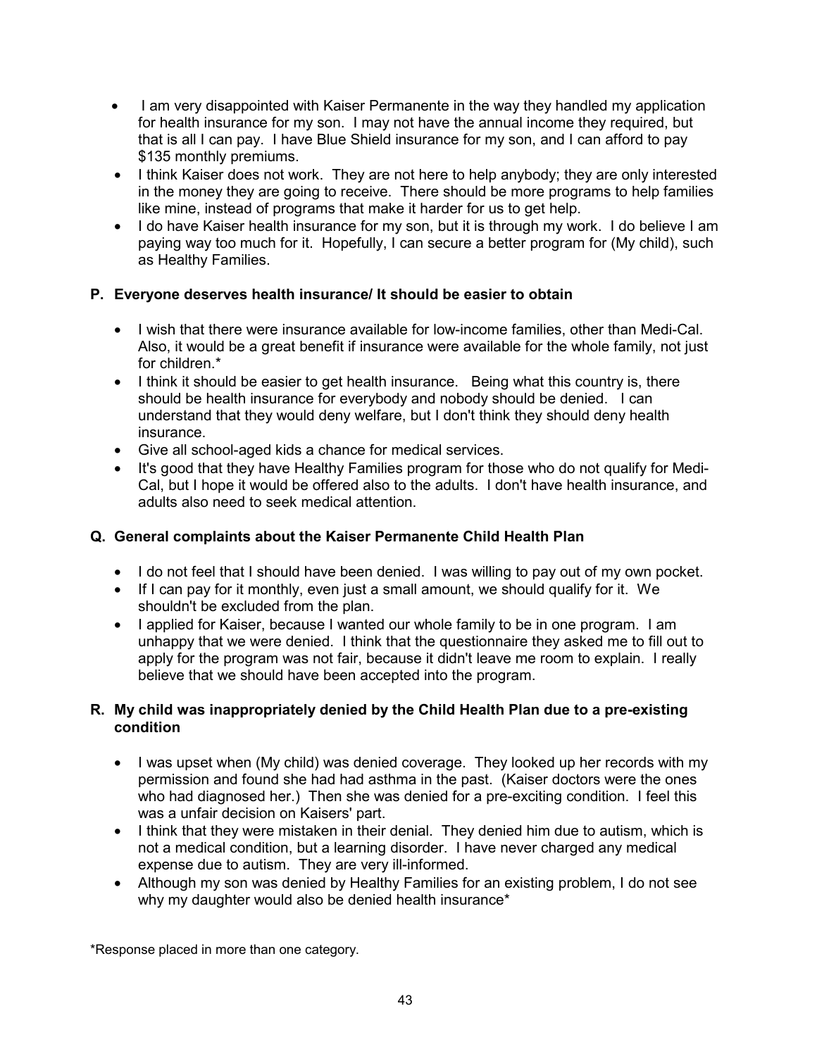- I am very disappointed with Kaiser Permanente in the way they handled my application for health insurance for my son. I may not have the annual income they required, but that is all I can pay. I have Blue Shield insurance for my son, and I can afford to pay $135 monthly premiums.
- I think Kaiser does not work. They are not here to help anybody; they are only interested in the money they are going to receive. There should be more programs to help families like mine, instead of programs that make it harder for us to get help.
- I do have Kaiser health insurance for my son, but it is through my work. I do believe I am paying way too much for it. Hopefully, I can secure a better program for (My child), such as Healthy Families.

### P. Everyone deserves health insurance/ It should be easier to obtain

- I wish that there were insurance available for low-income families, other than Medi-Cal. Also, it would be a great benefit if insurance were available for the whole family, not just for children.*
- I think it should be easier to get health insurance. Being what this country is, there should be health insurance for everybody and nobody should be denied. I can understand that they would deny welfare, but I don't think they should deny health insurance.
- Give all school-aged kids a chance for medical services.
- It's good that they have Healthy Families program for those who do not qualify for Medi-Cal, but I hope it would be offered also to the adults. I don't have health insurance, and adults also need to seek medical attention.

### Q. General complaints about the Kaiser Permanente Child Health Plan

- I do not feel that I should have been denied. I was willing to pay out of my own pocket.
- If I can pay for it monthly, even just a small amount, we should qualify for it. We shouldn't be excluded from the plan.
- I applied for Kaiser, because I wanted our whole family to be in one program. I am unhappy that we were denied. I think that the questionnaire they asked me to fill out to apply for the program was not fair, because it didn't leave me room to explain. I really believe that we should have been accepted into the program.

### R. My child was inappropriately denied by the Child Health Plan due to a pre-existing condition

- I was upset when (My child) was denied coverage. They looked up her records with my permission and found she had had asthma in the past. (Kaiser doctors were the ones who had diagnosed her.) Then she was denied for a pre-exciting condition. I feel this was a unfair decision on Kaisers' part.
- I think that they were mistaken in their denial. They denied him due to autism, which is not a medical condition, but a learning disorder. I have never charged any medical expense due to autism. They are very ill-informed.
- Although my son was denied by Healthy Families for an existing problem, I do not see why my daughter would also be denied health insurance*

*Response placed in more than one category.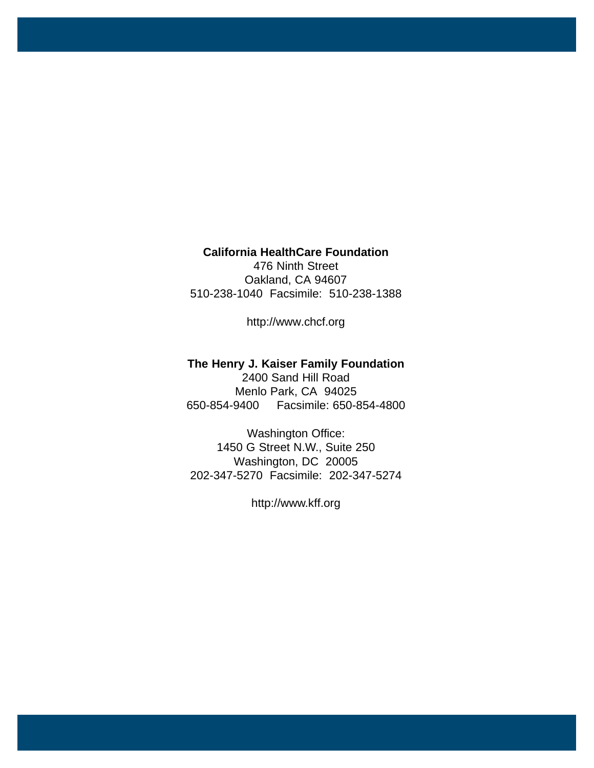**California HealthCare Foundation**
476 Ninth Street
Oakland, CA 94607
510-238-1040 Facsimile: 510-238-1388

http://www.chcf.org

**The Henry J. Kaiser Family Foundation**
2400 Sand Hill Road
Menlo Park, CA 94025
650-854-9400 Facsimile: 650-854-4800

Washington Office:
1450 G Street N.W., Suite 250
Washington, DC 20005
202-347-5270 Facsimile: 202-347-5274

http://www.kff.org